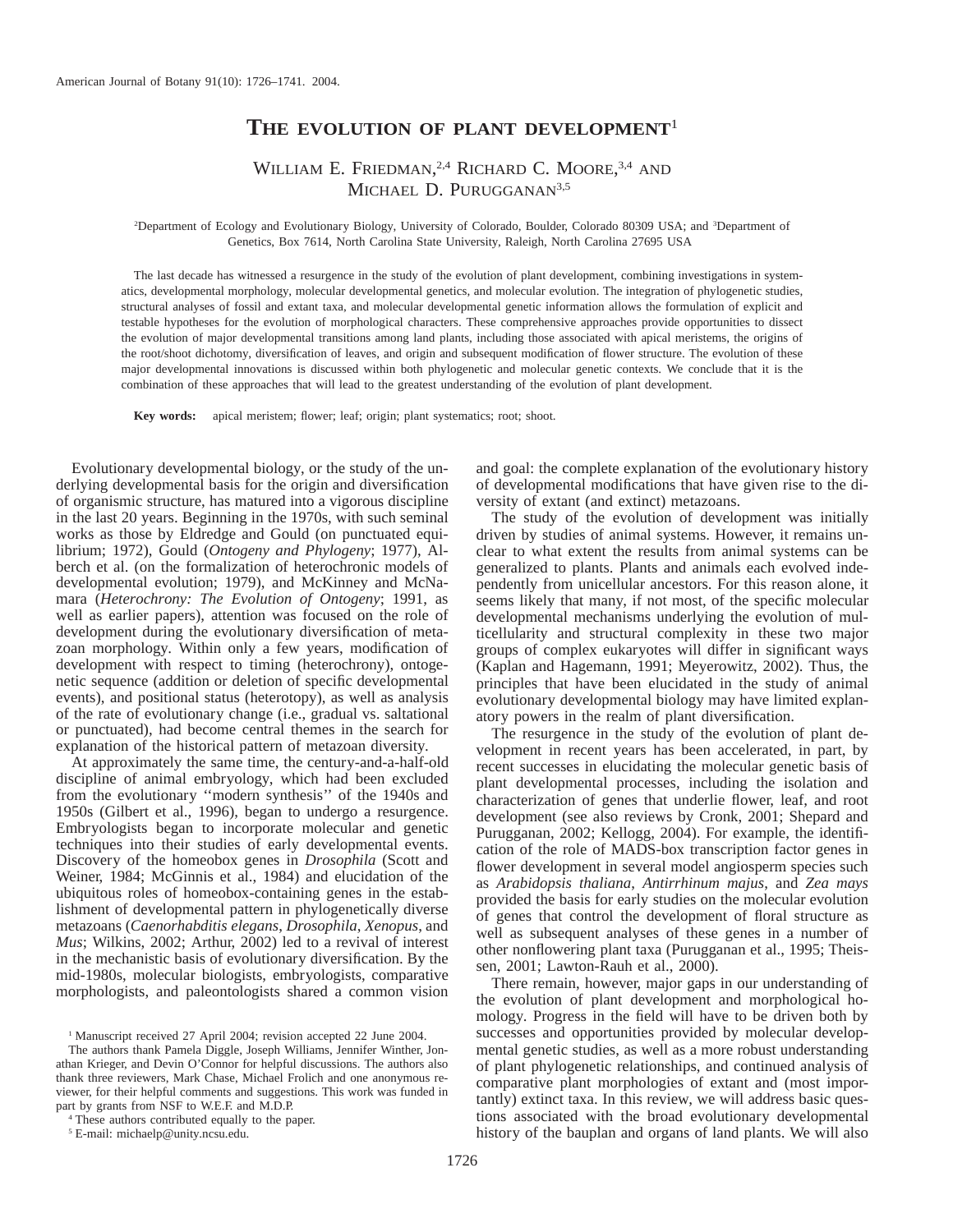# THE EVOLUTION OF PLANT DEVELOPMENT[1]

WILLIAM E. FRIEDMAN,[2,4] RICHARD C. MOORE,[3,4] AND MICHAEL D. PURUGGANAN[3,5]

[2]Department of Ecology and Evolutionary Biology, University of Colorado, Boulder, Colorado 80309 USA; and [3]Department of Genetics, Box 7614, North Carolina State University, Raleigh, North Carolina 27695 USA

The last decade has witnessed a resurgence in the study of the evolution of plant development, combining investigations in systematics, developmental morphology, molecular developmental genetics, and molecular evolution. The integration of phylogenetic studies, structural analyses of fossil and extant taxa, and molecular developmental genetic information allows the formulation of explicit and testable hypotheses for the evolution of morphological characters. These comprehensive approaches provide opportunities to dissect the evolution of major developmental transitions among land plants, including those associated with apical meristems, the origins of the root/shoot dichotomy, diversification of leaves, and origin and subsequent modification of flower structure. The evolution of these major developmental innovations is discussed within both phylogenetic and molecular genetic contexts. We conclude that it is the combination of these approaches that will lead to the greatest understanding of the evolution of plant development.

**Key words:** apical meristem; flower; leaf; origin; plant systematics; root; shoot.

Evolutionary developmental biology, or the study of the underlying developmental basis for the origin and diversification of organismic structure, has matured into a vigorous discipline in the last 20 years. Beginning in the 1970s, with such seminal works as those by Eldredge and Gould (on punctuated equilibrium; 1972), Gould (*Ontogeny and Phylogeny*; 1977), Alberch et al. (on the formalization of heterochronic models of developmental evolution; 1979), and McKinney and McNamara (*Heterochrony: The Evolution of Ontogeny*; 1991, as well as earlier papers), attention was focused on the role of development during the evolutionary diversification of metazoan morphology. Within only a few years, modification of development with respect to timing (heterochrony), ontogenetic sequence (addition or deletion of specific developmental events), and positional status (heterotopy), as well as analysis of the rate of evolutionary change (i.e., gradual vs. saltational or punctuated), had become central themes in the search for explanation of the historical pattern of metazoan diversity.

At approximately the same time, the century-and-a-half-old discipline of animal embryology, which had been excluded from the evolutionary ''modern synthesis'' of the 1940s and 1950s (Gilbert et al., 1996), began to undergo a resurgence. Embryologists began to incorporate molecular and genetic techniques into their studies of early developmental events. Discovery of the homeobox genes in *Drosophila* (Scott and Weiner, 1984; McGinnis et al., 1984) and elucidation of the ubiquitous roles of homeobox-containing genes in the establishment of developmental pattern in phylogenetically diverse metazoans (*Caenorhabditis elegans*, *Drosophila*, *Xenopus*, and *Mus*; Wilkins, 2002; Arthur, 2002) led to a revival of interest in the mechanistic basis of evolutionary diversification. By the mid-1980s, molecular biologists, embryologists, comparative morphologists, and paleontologists shared a common vision and goal: the complete explanation of the evolutionary history of developmental modifications that have given rise to the diversity of extant (and extinct) metazoans.

The study of the evolution of development was initially driven by studies of animal systems. However, it remains unclear to what extent the results from animal systems can be generalized to plants. Plants and animals each evolved independently from unicellular ancestors. For this reason alone, it seems likely that many, if not most, of the specific molecular developmental mechanisms underlying the evolution of multicellularity and structural complexity in these two major groups of complex eukaryotes will differ in significant ways (Kaplan and Hagemann, 1991; Meyerowitz, 2002). Thus, the principles that have been elucidated in the study of animal evolutionary developmental biology may have limited explanatory powers in the realm of plant diversification.

The resurgence in the study of the evolution of plant development in recent years has been accelerated, in part, by recent successes in elucidating the molecular genetic basis of plant developmental processes, including the isolation and characterization of genes that underlie flower, leaf, and root development (see also reviews by Cronk, 2001; Shepard and Purugganan, 2002; Kellogg, 2004). For example, the identification of the role of MADS-box transcription factor genes in flower development in several model angiosperm species such as *Arabidopsis thaliana*, *Antirrhinum majus*, and *Zea mays* provided the basis for early studies on the molecular evolution of genes that control the development of floral structure as well as subsequent analyses of these genes in a number of other nonflowering plant taxa (Purugganan et al., 1995; Theissen, 2001; Lawton-Rauh et al., 2000).

There remain, however, major gaps in our understanding of the evolution of plant development and morphological homology. Progress in the field will have to be driven both by successes and opportunities provided by molecular developmental genetic studies, as well as a more robust understanding of plant phylogenetic relationships, and continued analysis of comparative plant morphologies of extant and (most importantly) extinct taxa. In this review, we will address basic questions associated with the broad evolutionary developmental history of the bauplan and organs of land plants. We will also

[1] Manuscript received 27 April 2004; revision accepted 22 June 2004.

The authors thank Pamela Diggle, Joseph Williams, Jennifer Winther, Jonathan Krieger, and Devin O'Connor for helpful discussions. The authors also thank three reviewers, Mark Chase, Michael Frolich and one anonymous reviewer, for their helpful comments and suggestions. This work was funded in part by grants from NSF to W.E.F. and M.D.P.

[4] These authors contributed equally to the paper.

[5] E-mail: michaelp@unity.ncsu.edu.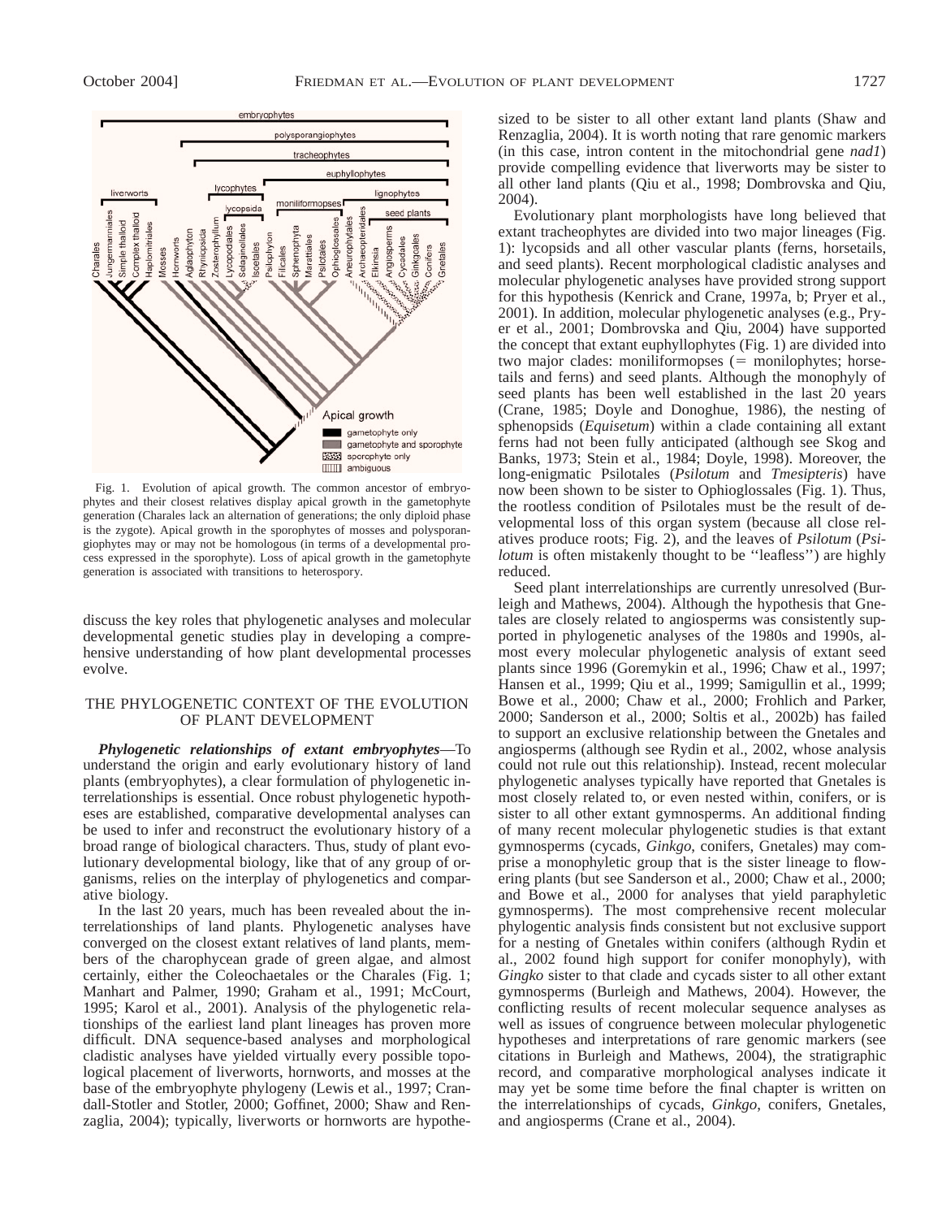embryophytes

polysporangiophytes

tracheophytes

euphyllophytes

liverworts

lycophytes

lignophytes

lycopsida

moniliformopses

seed plants

Charales
Jungermanniales
Simple thalloid
Complex thalloid
Haplomitriales
Mosses
Hornworts
Aglaophyton
Rhyniopsida
Zosterophyllum
Lycopodiales
Selaginellales
Isoetales
Psilophyton
Filicales
Sphenophyta
Marattiales
Psilotales
Ophioglossales
Aneurophytales
Archaeopteridales
Elkinsia
Angiosperms
Cycadales
Ginkgoales
Conifers
Gnetales

Apical growth
gametophyte only
gametophyte and sporophyte
sporophyte only
ambiguous

Fig. 1. Evolution of apical growth. The common ancestor of embryophytes and their closest relatives display apical growth in the gametophyte generation (Charales lack an alternation of generations; the only diploid phase is the zygote). Apical growth in the sporophytes of mosses and polysporangiophytes may or may not be homologous (in terms of a developmental process expressed in the sporophyte). Loss of apical growth in the gametophyte generation is associated with transitions to heterospory.

discuss the key roles that phylogenetic analyses and molecular developmental genetic studies play in developing a comprehensive understanding of how plant developmental processes evolve.

## THE PHYLOGENETIC CONTEXT OF THE EVOLUTION OF PLANT DEVELOPMENT

***Phylogenetic relationships of extant embryophytes***—To understand the origin and early evolutionary history of land plants (embryophytes), a clear formulation of phylogenetic interrelationships is essential. Once robust phylogenetic hypotheses are established, comparative developmental analyses can be used to infer and reconstruct the evolutionary history of a broad range of biological characters. Thus, study of plant evolutionary developmental biology, like that of any group of organisms, relies on the interplay of phylogenetics and comparative biology.

In the last 20 years, much has been revealed about the interrelationships of land plants. Phylogenetic analyses have converged on the closest extant relatives of land plants, members of the charophycean grade of green algae, and almost certainly, either the Coleochaetales or the Charales (Fig. 1; Manhart and Palmer, 1990; Graham et al., 1991; McCourt, 1995; Karol et al., 2001). Analysis of the phylogenetic relationships of the earliest land plant lineages has proven more difficult. DNA sequence-based analyses and morphological cladistic analyses have yielded virtually every possible topological placement of liverworts, hornworts, and mosses at the base of the embryophyte phylogeny (Lewis et al., 1997; Crandall-Stotler and Stotler, 2000; Goffinet, 2000; Shaw and Renzaglia, 2004); typically, liverworts or hornworts are hypothesized to be sister to all other extant land plants (Shaw and Renzaglia, 2004). It is worth noting that rare genomic markers (in this case, intron content in the mitochondrial gene *nad1*) provide compelling evidence that liverworts may be sister to all other land plants (Qiu et al., 1998; Dombrovska and Qiu, 2004).

Evolutionary plant morphologists have long believed that extant tracheophytes are divided into two major lineages (Fig. 1): lycopsids and all other vascular plants (ferns, horsetails, and seed plants). Recent morphological cladistic analyses and molecular phylogenetic analyses have provided strong support for this hypothesis (Kenrick and Crane, 1997a, b; Pryer et al., 2001). In addition, molecular phylogenetic analyses (e.g., Pryer et al., 2001; Dombrovska and Qiu, 2004) have supported the concept that extant euphyllophytes (Fig. 1) are divided into two major clades: moniliformopses (= monilophytes; horsetails and ferns) and seed plants. Although the monophyly of seed plants has been well established in the last 20 years (Crane, 1985; Doyle and Donoghue, 1986), the nesting of sphenopsids (*Equisetum*) within a clade containing all extant ferns had not been fully anticipated (although see Skog and Banks, 1973; Stein et al., 1984; Doyle, 1998). Moreover, the long-enigmatic Psilotales (*Psilotum* and *Tmesipteris*) have now been shown to be sister to Ophioglossales (Fig. 1). Thus, the rootless condition of Psilotales must be the result of developmental loss of this organ system (because all close relatives produce roots; Fig. 2), and the leaves of *Psilotum* (*Psilotum* is often mistakenly thought to be ''leafless'') are highly reduced.

Seed plant interrelationships are currently unresolved (Burleigh and Mathews, 2004). Although the hypothesis that Gnetales are closely related to angiosperms was consistently supported in phylogenetic analyses of the 1980s and 1990s, almost every molecular phylogenetic analysis of extant seed plants since 1996 (Goremykin et al., 1996; Chaw et al., 1997; Hansen et al., 1999; Qiu et al., 1999; Samigullin et al., 1999; Bowe et al., 2000; Chaw et al., 2000; Frohlich and Parker, 2000; Sanderson et al., 2000; Soltis et al., 2002b) has failed to support an exclusive relationship between the Gnetales and angiosperms (although see Rydin et al., 2002, whose analysis could not rule out this relationship). Instead, recent molecular phylogenetic analyses typically have reported that Gnetales is most closely related to, or even nested within, conifers, or is sister to all other extant gymnosperms. An additional finding of many recent molecular phylogenetic studies is that extant gymnosperms (cycads, *Ginkgo*, conifers, Gnetales) may comprise a monophyletic group that is the sister lineage to flowering plants (but see Sanderson et al., 2000; Chaw et al., 2000; and Bowe et al., 2000 for analyses that yield paraphyletic gymnosperms). The most comprehensive recent molecular phylogentic analysis finds consistent but not exclusive support for a nesting of Gnetales within conifers (although Rydin et al., 2002 found high support for conifer monophyly), with *Gingko* sister to that clade and cycads sister to all other extant gymnosperms (Burleigh and Mathews, 2004). However, the conflicting results of recent molecular sequence analyses as well as issues of congruence between molecular phylogenetic hypotheses and interpretations of rare genomic markers (see citations in Burleigh and Mathews, 2004), the stratigraphic record, and comparative morphological analyses indicate it may yet be some time before the final chapter is written on the interrelationships of cycads, *Ginkgo*, conifers, Gnetales, and angiosperms (Crane et al., 2004).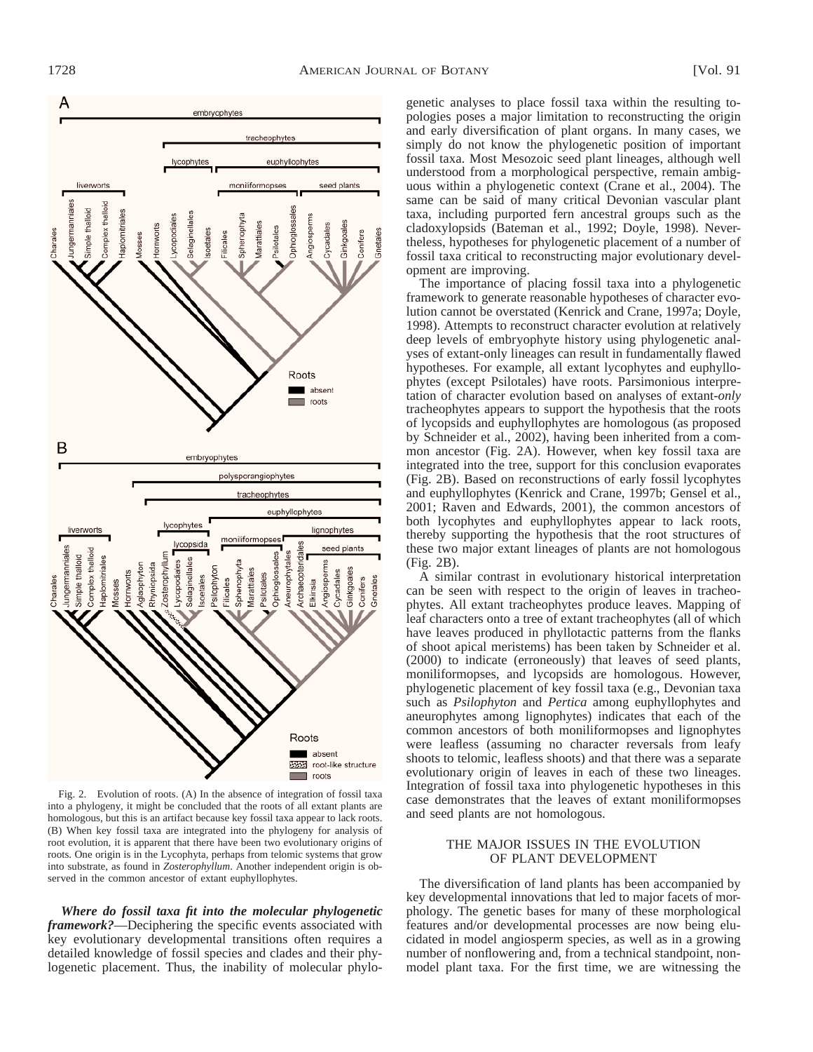A

embryophytes

tracheophytes

lycophytes

euphyllophytes

liverworts

moniliformopses

seed plants

Charales
Jungermanniales
Simple thalloid
Complex thalloid
Haplomitriales
Mosses
Hornworts
Lycopodiales
Selaginellales
Isoetales
Filicales
Sphenophyta
Marattiales
Psilotales
Ophioglossales
Angiosperms
Cycadales
Ginkgoales
Conifers
Gnetales

Roots
absent
roots

B

embryophytes

polysporangiophytes

tracheophytes

euphyllophytes

lycophytes

lignophytes

liverworts

lycopsida

moniliformopses

seed plants

Charales
Jungermanniales
Simple thalloid
Complex thalloid
Haplomitriales
Mosses
Hornworts
Aglaophyton
Rhyniopsida
Zosterophyllum
Lycopodiales
Selaginellales
Isoetales
Psilophyton
Filicales
Sphenophyta
Marattiales
Psilotales
Ophioglossales
Aneurophytales
Archaeopteridales
Elkinsia
Angiosperms
Cycadales
Ginkgoales
Conifers
Gnetales

Roots
absent
root-like structure
roots

Fig. 2. Evolution of roots. (A) In the absence of integration of fossil taxa into a phylogeny, it might be concluded that the roots of all extant plants are homologous, but this is an artifact because key fossil taxa appear to lack roots. (B) When key fossil taxa are integrated into the phylogeny for analysis of root evolution, it is apparent that there have been two evolutionary origins of roots. One origin is in the Lycophyta, perhaps from telomic systems that grow into substrate, as found in *Zosterophyllum*. Another independent origin is observed in the common ancestor of extant euphyllophytes.

***Where do fossil taxa fit into the molecular phylogenetic framework?***—Deciphering the specific events associated with key evolutionary developmental transitions often requires a detailed knowledge of fossil species and clades and their phylogenetic placement. Thus, the inability of molecular phylogenetic analyses to place fossil taxa within the resulting topologies poses a major limitation to reconstructing the origin and early diversification of plant organs. In many cases, we simply do not know the phylogenetic position of important fossil taxa. Most Mesozoic seed plant lineages, although well understood from a morphological perspective, remain ambiguous within a phylogenetic context (Crane et al., 2004). The same can be said of many critical Devonian vascular plant taxa, including purported fern ancestral groups such as the cladoxylopsids (Bateman et al., 1992; Doyle, 1998). Nevertheless, hypotheses for phylogenetic placement of a number of fossil taxa critical to reconstructing major evolutionary development are improving.

The importance of placing fossil taxa into a phylogenetic framework to generate reasonable hypotheses of character evolution cannot be overstated (Kenrick and Crane, 1997a; Doyle, 1998). Attempts to reconstruct character evolution at relatively deep levels of embryophyte history using phylogenetic analyses of extant-only lineages can result in fundamentally flawed hypotheses. For example, all extant lycophytes and euphyllophytes (except Psilotales) have roots. Parsimonious interpretation of character evolution based on analyses of extant-*only* tracheophytes appears to support the hypothesis that the roots of lycopsids and euphyllophytes are homologous (as proposed by Schneider et al., 2002), having been inherited from a common ancestor (Fig. 2A). However, when key fossil taxa are integrated into the tree, support for this conclusion evaporates (Fig. 2B). Based on reconstructions of early fossil lycophytes and euphyllophytes (Kenrick and Crane, 1997b; Gensel et al., 2001; Raven and Edwards, 2001), the common ancestors of both lycophytes and euphyllophytes appear to lack roots, thereby supporting the hypothesis that the root structures of these two major extant lineages of plants are not homologous (Fig. 2B).

A similar contrast in evolutionary historical interpretation can be seen with respect to the origin of leaves in tracheophytes. All extant tracheophytes produce leaves. Mapping of leaf characters onto a tree of extant tracheophytes (all of which have leaves produced in phyllotactic patterns from the flanks of shoot apical meristems) has been taken by Schneider et al. (2000) to indicate (erroneously) that leaves of seed plants, moniliformopses, and lycopsids are homologous. However, phylogenetic placement of key fossil taxa (e.g., Devonian taxa such as *Psilophyton* and *Pertica* among euphyllophytes and aneurophytes among lignophytes) indicates that each of the common ancestors of both moniliformopses and lignophytes were leafless (assuming no character reversals from leafy shoots to telomic, leafless shoots) and that there was a separate evolutionary origin of leaves in each of these two lineages. Integration of fossil taxa into phylogenetic hypotheses in this case demonstrates that the leaves of extant moniliformopses and seed plants are not homologous.

## THE MAJOR ISSUES IN THE EVOLUTION OF PLANT DEVELOPMENT

The diversification of land plants has been accompanied by key developmental innovations that led to major facets of morphology. The genetic bases for many of these morphological features and/or developmental processes are now being elucidated in model angiosperm species, as well as in a growing number of nonflowering and, from a technical standpoint, nonmodel plant taxa. For the first time, we are witnessing the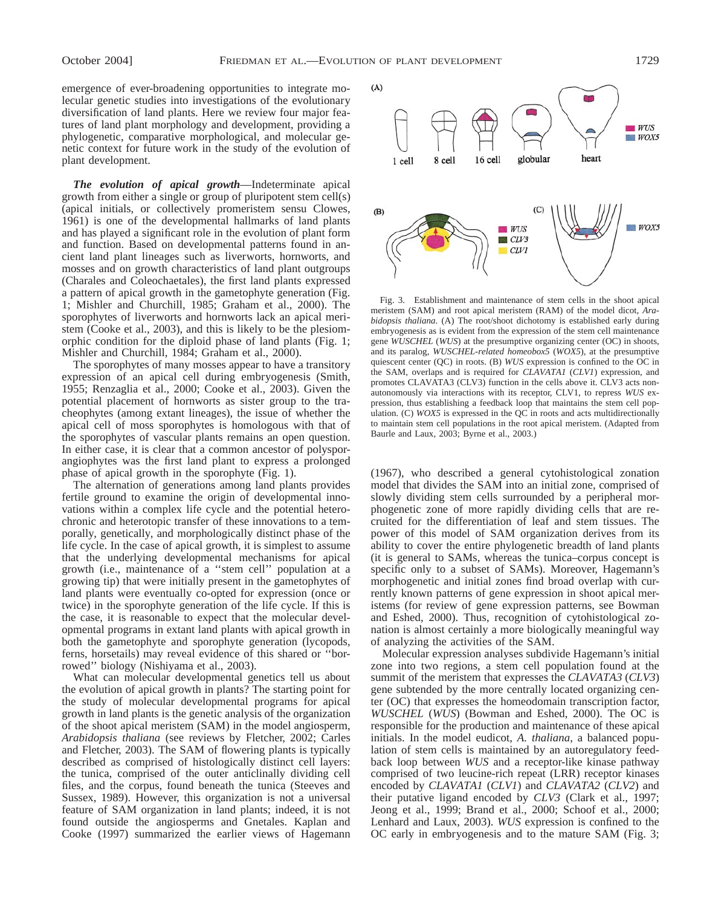emergence of ever-broadening opportunities to integrate molecular genetic studies into investigations of the evolutionary diversification of land plants. Here we review four major features of land plant morphology and development, providing a phylogenetic, comparative morphological, and molecular genetic context for future work in the study of the evolution of plant development.

***The evolution of apical growth***—Indeterminate apical growth from either a single or group of pluripotent stem cell(s) (apical initials, or collectively promeristem sensu Clowes, 1961) is one of the developmental hallmarks of land plants and has played a significant role in the evolution of plant form and function. Based on developmental patterns found in ancient land plant lineages such as liverworts, hornworts, and mosses and on growth characteristics of land plant outgroups (Charales and Coleochaetales), the first land plants expressed a pattern of apical growth in the gametophyte generation (Fig. 1; Mishler and Churchill, 1985; Graham et al., 2000). The sporophytes of liverworts and hornworts lack an apical meristem (Cooke et al., 2003), and this is likely to be the plesiomorphic condition for the diploid phase of land plants (Fig. 1; Mishler and Churchill, 1984; Graham et al., 2000).

The sporophytes of many mosses appear to have a transitory expression of an apical cell during embryogenesis (Smith, 1955; Renzaglia et al., 2000; Cooke et al., 2003). Given the potential placement of hornworts as sister group to the tracheophytes (among extant lineages), the issue of whether the apical cell of moss sporophytes is homologous with that of the sporophytes of vascular plants remains an open question. In either case, it is clear that a common ancestor of polysporangiophytes was the first land plant to express a prolonged phase of apical growth in the sporophyte (Fig. 1).

The alternation of generations among land plants provides fertile ground to examine the origin of developmental innovations within a complex life cycle and the potential heterochronic and heterotopic transfer of these innovations to a temporally, genetically, and morphologically distinct phase of the life cycle. In the case of apical growth, it is simplest to assume that the underlying developmental mechanisms for apical growth (i.e., maintenance of a ''stem cell'' population at a growing tip) that were initially present in the gametophytes of land plants were eventually co-opted for expression (once or twice) in the sporophyte generation of the life cycle. If this is the case, it is reasonable to expect that the molecular developmental programs in extant land plants with apical growth in both the gametophyte and sporophyte generation (lycopods, ferns, horsetails) may reveal evidence of this shared or ''borrowed'' biology (Nishiyama et al., 2003).

What can molecular developmental genetics tell us about the evolution of apical growth in plants? The starting point for the study of molecular developmental programs for apical growth in land plants is the genetic analysis of the organization of the shoot apical meristem (SAM) in the model angiosperm, *Arabidopsis thaliana* (see reviews by Fletcher, 2002; Carles and Fletcher, 2003). The SAM of flowering plants is typically described as comprised of histologically distinct cell layers: the tunica, comprised of the outer anticlinally dividing cell files, and the corpus, found beneath the tunica (Steeves and Sussex, 1989). However, this organization is not a universal feature of SAM organization in land plants; indeed, it is not found outside the angiosperms and Gnetales. Kaplan and Cooke (1997) summarized the earlier views of Hagemann

(A)

1 cell    8 cell    16 cell    globular    heart

WUS
WOX5

(B)

WUS
CLV3
CLV1

(C)

WOX5

Fig. 3. Establishment and maintenance of stem cells in the shoot apical meristem (SAM) and root apical meristem (RAM) of the model dicot, *Arabidopsis thaliana*. (A) The root/shoot dichotomy is established early during embryogenesis as is evident from the expression of the stem cell maintenance gene *WUSCHEL* (*WUS*) at the presumptive organizing center (OC) in shoots, and its paralog, *WUSCHEL-related homeobox5* (*WOX5*), at the presumptive quiescent center (QC) in roots. (B) *WUS* expression is confined to the OC in the SAM, overlaps and is required for *CLAVATA1* (*CLV1*) expression, and promotes CLAVATA3 (CLV3) function in the cells above it. CLV3 acts non-autonomously via interactions with its receptor, CLV1, to repress *WUS* expression, thus establishing a feedback loop that maintains the stem cell population. (C) *WOX5* is expressed in the QC in roots and acts multidirectionally to maintain stem cell populations in the root apical meristem. (Adapted from Baurle and Laux, 2003; Byrne et al., 2003.)

(1967), who described a general cytohistological zonation model that divides the SAM into an initial zone, comprised of slowly dividing stem cells surrounded by a peripheral morphogenetic zone of more rapidly dividing cells that are recruited for the differentiation of leaf and stem tissues. The power of this model of SAM organization derives from its ability to cover the entire phylogenetic breadth of land plants (it is general to SAMs, whereas the tunica–corpus concept is specific only to a subset of SAMs). Moreover, Hagemann's morphogenetic and initial zones find broad overlap with currently known patterns of gene expression in shoot apical meristems (for review of gene expression patterns, see Bowman and Eshed, 2000). Thus, recognition of cytohistological zonation is almost certainly a more biologically meaningful way of analyzing the activities of the SAM.

Molecular expression analyses subdivide Hagemann's initial zone into two regions, a stem cell population found at the summit of the meristem that expresses the *CLAVATA3* (*CLV3*) gene subtended by the more centrally located organizing center (OC) that expresses the homeodomain transcription factor, *WUSCHEL* (*WUS*) (Bowman and Eshed, 2000). The OC is responsible for the production and maintenance of these apical initials. In the model eudicot, *A. thaliana*, a balanced population of stem cells is maintained by an autoregulatory feedback loop between *WUS* and a receptor-like kinase pathway comprised of two leucine-rich repeat (LRR) receptor kinases encoded by *CLAVATA1* (*CLV1*) and *CLAVATA2* (*CLV2*) and their putative ligand encoded by *CLV3* (Clark et al., 1997; Jeong et al., 1999; Brand et al., 2000; Schoof et al., 2000; Lenhard and Laux, 2003). *WUS* expression is confined to the OC early in embryogenesis and to the mature SAM (Fig. 3;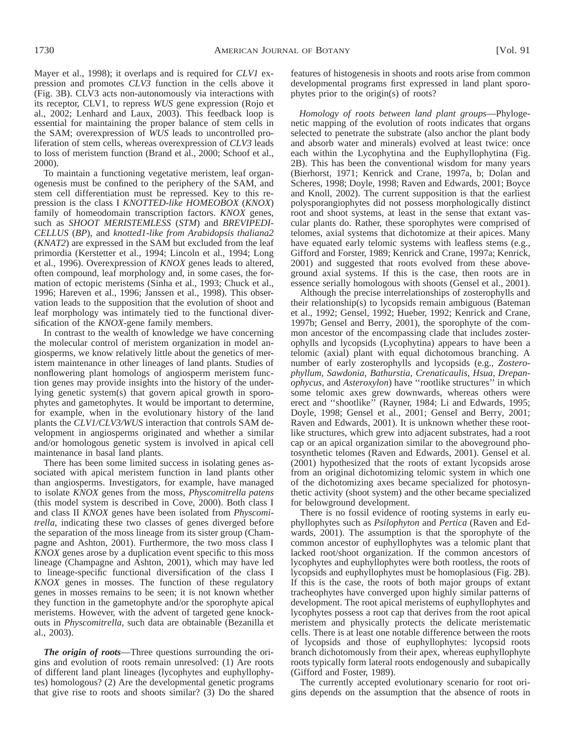Mayer et al., 1998); it overlaps and is required for *CLV1* expression and promotes *CLV3* function in the cells above it (Fig. 3B). CLV3 acts non-autonomously via interactions with its receptor, CLV1, to repress *WUS* gene expression (Rojo et al., 2002; Lenhard and Laux, 2003). This feedback loop is essential for maintaining the proper balance of stem cells in the SAM; overexpression of *WUS* leads to uncontrolled proliferation of stem cells, whereas overexpression of *CLV3* leads to loss of meristem function (Brand et al., 2000; Schoof et al., 2000).

To maintain a functioning vegetative meristem, leaf organogenesis must be confined to the periphery of the SAM, and stem cell differentiation must be repressed. Key to this repression is the class I *KNOTTED-like HOMEOBOX* (*KNOX*) family of homeodomain transcription factors. *KNOX* genes, such as *SHOOT MERISTEMLESS* (*STM*) and *BREVIPEDICELLUS* (*BP*), and *knotted1-like from Arabidopsis thaliana2* (*KNAT2*) are expressed in the SAM but excluded from the leaf primordia (Kerstetter et al., 1994; Lincoln et al., 1994; Long et al., 1996). Overexpression of *KNOX* genes leads to altered, often compound, leaf morphology and, in some cases, the formation of ectopic meristems (Sinha et al., 1993; Chuck et al., 1996; Hareven et al., 1996; Janssen et al., 1998). This observation leads to the supposition that the evolution of shoot and leaf morphology was intimately tied to the functional diversification of the *KNOX*-gene family members.

In contrast to the wealth of knowledge we have concerning the molecular control of meristem organization in model angiosperms, we know relatively little about the genetics of meristem maintenance in other lineages of land plants. Studies of nonflowering plant homologs of angiosperm meristem function genes may provide insights into the history of the underlying genetic system(s) that govern apical growth in sporophytes and gametophytes. It would be important to determine, for example, when in the evolutionary history of the land plants the *CLV1/CLV3/WUS* interaction that controls SAM development in angiosperms originated and whether a similar and/or homologous genetic system is involved in apical cell maintenance in basal land plants.

There has been some limited success in isolating genes associated with apical meristem function in land plants other than angiosperms. Investigators, for example, have managed to isolate *KNOX* genes from the moss, *Physcomitrella patens* (this model system is described in Cove, 2000). Both class I and class II *KNOX* genes have been isolated from *Physcomitrella*, indicating these two classes of genes diverged before the separation of the moss lineage from its sister group (Champagne and Ashton, 2001). Furthermore, the two moss class I *KNOX* genes arose by a duplication event specific to this moss lineage (Champagne and Ashton, 2001), which may have led to lineage-specific functional diversification of the class I *KNOX* genes in mosses. The function of these regulatory genes in mosses remains to be seen; it is not known whether they function in the gametophyte and/or the sporophyte apical meristems. However, with the advent of targeted gene knockouts in *Physcomitrella*, such data are obtainable (Bezanilla et al., 2003).

***The origin of roots***—Three questions surrounding the origins and evolution of roots remain unresolved: (1) Are roots of different land plant lineages (lycophytes and euphyllophytes) homologous? (2) Are the developmental genetic programs that give rise to roots and shoots similar? (3) Do the shared features of histogenesis in shoots and roots arise from common developmental programs first expressed in land plant sporophytes prior to the origin(s) of roots?

*Homology of roots between land plant groups*—Phylogenetic mapping of the evolution of roots indicates that organs selected to penetrate the substrate (also anchor the plant body and absorb water and minerals) evolved at least twice: once each within the Lycophytina and the Euphyllophytina (Fig. 2B). This has been the conventional wisdom for many years (Bierhorst, 1971; Kenrick and Crane, 1997a, b; Dolan and Scheres, 1998; Doyle, 1998; Raven and Edwards, 2001; Boyce and Knoll, 2002). The current supposition is that the earliest polysporangiophytes did not possess morphologically distinct root and shoot systems, at least in the sense that extant vascular plants do. Rather, these sporophytes were comprised of telomes, axial systems that dichotomize at their apices. Many have equated early telomic systems with leafless stems (e.g., Gifford and Forster, 1989; Kenrick and Crane, 1997a; Kenrick, 2001) and suggested that roots evolved from these aboveground axial systems. If this is the case, then roots are in essence serially homologous with shoots (Gensel et al., 2001).

Although the precise interrelationships of zosterophylls and their relationship(s) to lycopsids remain ambiguous (Bateman et al., 1992; Gensel, 1992; Hueber, 1992; Kenrick and Crane, 1997b; Gensel and Berry, 2001), the sporophyte of the common ancestor of the encompassing clade that includes zosterophylls and lycopsids (Lycophytina) appears to have been a telomic (axial) plant with equal dichotomous branching. A number of early zosterophylls and lycopsids (e.g., *Zosterophyllum*, *Sawdonia*, *Bathurstia*, *Crenaticaulis*, *Hsua*, *Drepanophycus*, and *Asteroxylon*) have "rootlike structures" in which some telomic axes grew downwards, whereas others were erect and "shootlike" (Rayner, 1984; Li and Edwards, 1995; Doyle, 1998; Gensel et al., 2001; Gensel and Berry, 2001; Raven and Edwards, 2001). It is unknown whether these rootlike structures, which grew into adjacent substrates, had a root cap or an apical organization similar to the aboveground photosynthetic telomes (Raven and Edwards, 2001). Gensel et al. (2001) hypothesized that the roots of extant lycopsids arose from an original dichotomizing telomic system in which one of the dichotomizing axes became specialized for photosynthetic activity (shoot system) and the other became specialized for belowground development.

There is no fossil evidence of rooting systems in early euphyllophytes such as *Psilophyton* and *Pertica* (Raven and Edwards, 2001). The assumption is that the sporophyte of the common ancestor of euphyllophytes was a telomic plant that lacked root/shoot organization. If the common ancestors of lycophytes and euphyllophytes were both rootless, the roots of lycopsids and euphyllophytes must be homoplasious (Fig. 2B). If this is the case, the roots of both major groups of extant tracheophytes have converged upon highly similar patterns of development. The root apical meristems of euphyllophytes and lycophytes possess a root cap that derives from the root apical meristem and physically protects the delicate meristematic cells. There is at least one notable difference between the roots of lycopsids and those of euphyllophytes: lycopsid roots branch dichotomously from their apex, whereas euphyllophyte roots typically form lateral roots endogenously and subapically (Gifford and Foster, 1989).

The currently accepted evolutionary scenario for root origins depends on the assumption that the absence of roots in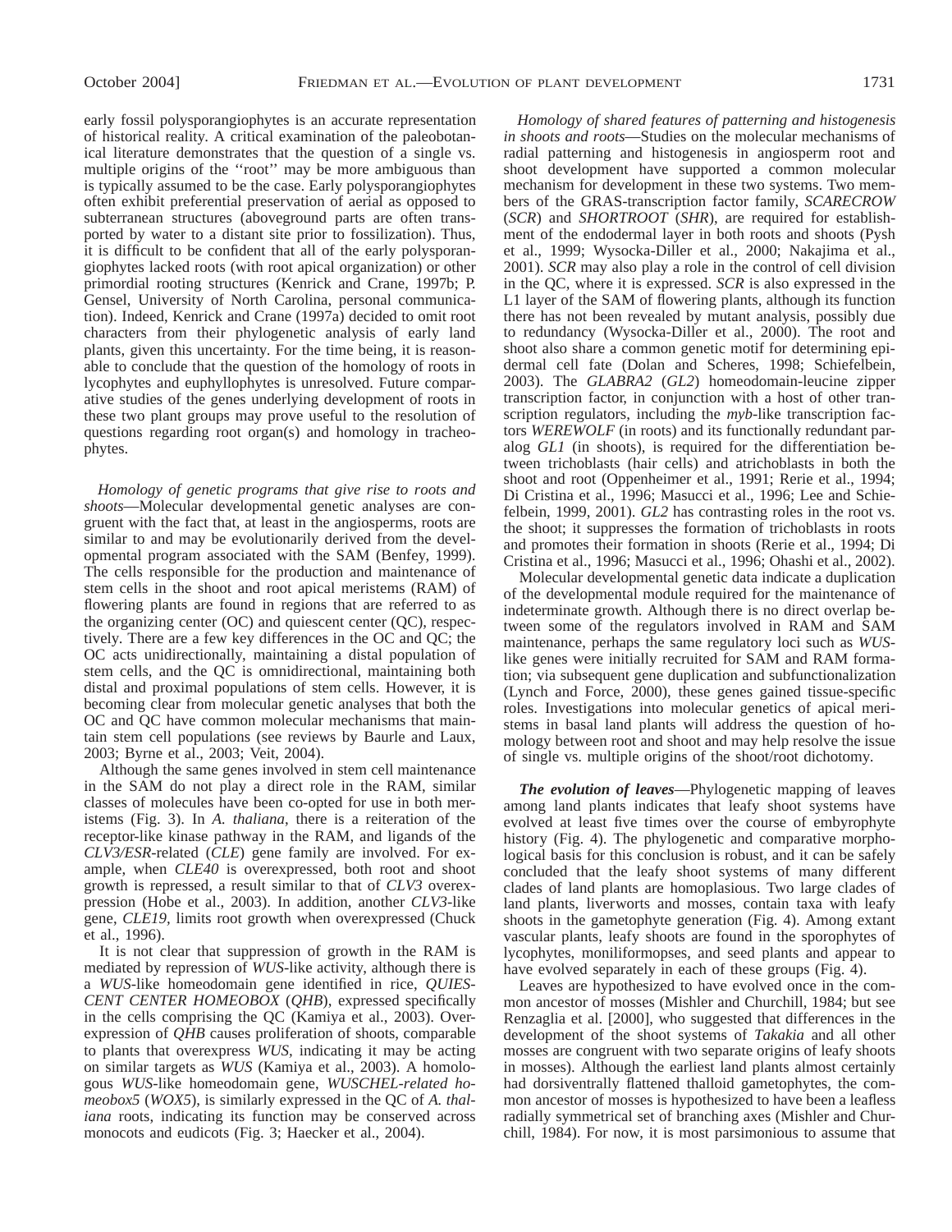early fossil polysporangiophytes is an accurate representation of historical reality. A critical examination of the paleobotanical literature demonstrates that the question of a single vs. multiple origins of the ''root'' may be more ambiguous than is typically assumed to be the case. Early polysporangiophytes often exhibit preferential preservation of aerial as opposed to subterranean structures (aboveground parts are often transported by water to a distant site prior to fossilization). Thus, it is difficult to be confident that all of the early polysporangiophytes lacked roots (with root apical organization) or other primordial rooting structures (Kenrick and Crane, 1997b; P. Gensel, University of North Carolina, personal communication). Indeed, Kenrick and Crane (1997a) decided to omit root characters from their phylogenetic analysis of early land plants, given this uncertainty. For the time being, it is reasonable to conclude that the question of the homology of roots in lycophytes and euphyllophytes is unresolved. Future comparative studies of the genes underlying development of roots in these two plant groups may prove useful to the resolution of questions regarding root organ(s) and homology in tracheophytes.

*Homology of genetic programs that give rise to roots and shoots*—Molecular developmental genetic analyses are congruent with the fact that, at least in the angiosperms, roots are similar to and may be evolutionarily derived from the developmental program associated with the SAM (Benfey, 1999). The cells responsible for the production and maintenance of stem cells in the shoot and root apical meristems (RAM) of flowering plants are found in regions that are referred to as the organizing center (OC) and quiescent center (QC), respectively. There are a few key differences in the OC and QC; the OC acts unidirectionally, maintaining a distal population of stem cells, and the QC is omnidirectional, maintaining both distal and proximal populations of stem cells. However, it is becoming clear from molecular genetic analyses that both the OC and QC have common molecular mechanisms that maintain stem cell populations (see reviews by Baurle and Laux, 2003; Byrne et al., 2003; Veit, 2004).

Although the same genes involved in stem cell maintenance in the SAM do not play a direct role in the RAM, similar classes of molecules have been co-opted for use in both meristems (Fig. 3). In *A. thaliana*, there is a reiteration of the receptor-like kinase pathway in the RAM, and ligands of the *CLV3/ESR*-related (*CLE*) gene family are involved. For example, when *CLE40* is overexpressed, both root and shoot growth is repressed, a result similar to that of *CLV3* overexpression (Hobe et al., 2003). In addition, another *CLV3*-like gene, *CLE19*, limits root growth when overexpressed (Chuck et al., 1996).

It is not clear that suppression of growth in the RAM is mediated by repression of *WUS*-like activity, although there is a *WUS*-like homeodomain gene identified in rice, *QUIESCENT CENTER HOMEOBOX* (*QHB*), expressed specifically in the cells comprising the QC (Kamiya et al., 2003). Overexpression of *QHB* causes proliferation of shoots, comparable to plants that overexpress *WUS*, indicating it may be acting on similar targets as *WUS* (Kamiya et al., 2003). A homologous *WUS*-like homeodomain gene, *WUSCHEL-related homeobox5* (*WOX5*), is similarly expressed in the QC of *A. thaliana* roots, indicating its function may be conserved across monocots and eudicots (Fig. 3; Haecker et al., 2004).

*Homology of shared features of patterning and histogenesis in shoots and roots*—Studies on the molecular mechanisms of radial patterning and histogenesis in angiosperm root and shoot development have supported a common molecular mechanism for development in these two systems. Two members of the GRAS-transcription factor family, *SCARECROW* (*SCR*) and *SHORTROOT* (*SHR*), are required for establishment of the endodermal layer in both roots and shoots (Pysh et al., 1999; Wysocka-Diller et al., 2000; Nakajima et al., 2001). *SCR* may also play a role in the control of cell division in the QC, where it is expressed. *SCR* is also expressed in the L1 layer of the SAM of flowering plants, although its function there has not been revealed by mutant analysis, possibly due to redundancy (Wysocka-Diller et al., 2000). The root and shoot also share a common genetic motif for determining epidermal cell fate (Dolan and Scheres, 1998; Schiefelbein, 2003). The *GLABRA2* (*GL2*) homeodomain-leucine zipper transcription factor, in conjunction with a host of other transcription regulators, including the *myb*-like transcription factors *WEREWOLF* (in roots) and its functionally redundant paralog *GL1* (in shoots), is required for the differentiation between trichoblasts (hair cells) and atrichoblasts in both the shoot and root (Oppenheimer et al., 1991; Rerie et al., 1994; Di Cristina et al., 1996; Masucci et al., 1996; Lee and Schiefelbein, 1999, 2001). *GL2* has contrasting roles in the root vs. the shoot; it suppresses the formation of trichoblasts in roots and promotes their formation in shoots (Rerie et al., 1994; Di Cristina et al., 1996; Masucci et al., 1996; Ohashi et al., 2002).

Molecular developmental genetic data indicate a duplication of the developmental module required for the maintenance of indeterminate growth. Although there is no direct overlap between some of the regulators involved in RAM and SAM maintenance, perhaps the same regulatory loci such as *WUS*-like genes were initially recruited for SAM and RAM formation; via subsequent gene duplication and subfunctionalization (Lynch and Force, 2000), these genes gained tissue-specific roles. Investigations into molecular genetics of apical meristems in basal land plants will address the question of homology between root and shoot and may help resolve the issue of single vs. multiple origins of the shoot/root dichotomy.

***The evolution of leaves***—Phylogenetic mapping of leaves among land plants indicates that leafy shoot systems have evolved at least five times over the course of embryophyte history (Fig. 4). The phylogenetic and comparative morphological basis for this conclusion is robust, and it can be safely concluded that the leafy shoot systems of many different clades of land plants are homoplasious. Two large clades of land plants, liverworts and mosses, contain taxa with leafy shoots in the gametophyte generation (Fig. 4). Among extant vascular plants, leafy shoots are found in the sporophytes of lycophytes, moniliformopses, and seed plants and appear to have evolved separately in each of these groups (Fig. 4).

Leaves are hypothesized to have evolved once in the common ancestor of mosses (Mishler and Churchill, 1984; but see Renzaglia et al. [2000], who suggested that differences in the development of the shoot systems of *Takakia* and all other mosses are congruent with two separate origins of leafy shoots in mosses). Although the earliest land plants almost certainly had dorsiventrally flattened thalloid gametophytes, the common ancestor of mosses is hypothesized to have been a leafless radially symmetrical set of branching axes (Mishler and Churchill, 1984). For now, it is most parsimonious to assume that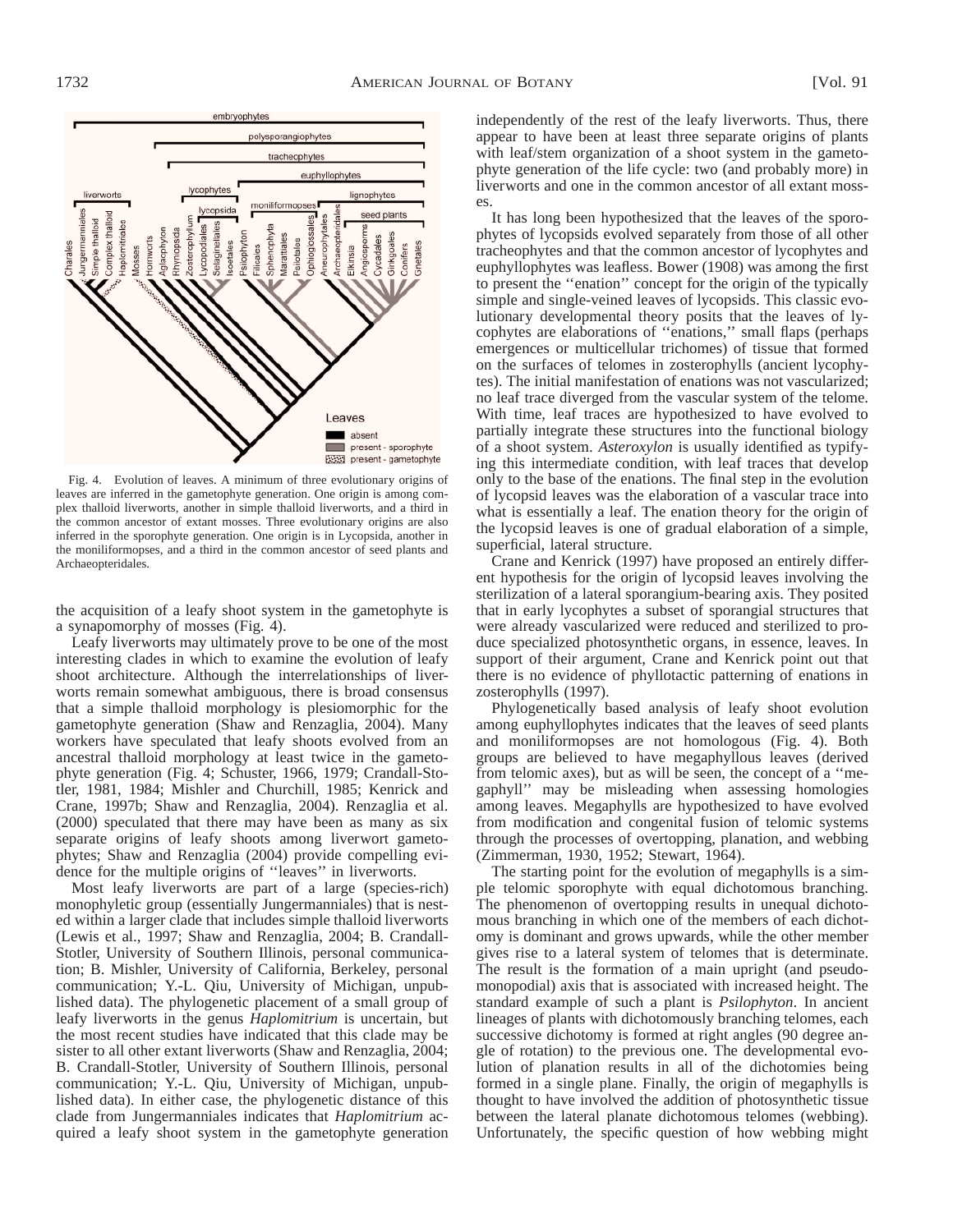embryophytes

polysporangiophytes

tracheophytes

euphyllophytes

liverworts

lycophytes

lycopsida

lignophytes

moniliformopses

seed plants

Charales
Jungermanniales
Simple thalloid
Complex thalloid
Haplomitriales
Mosses
Hornworts
Aglaophyton
Rhynopsida
Zosterophyllum
Lycopodiales
Selaginellales
Isoetales
Psilophyton
Filicales
Sphenophyta
Marattiales
Psilotales
Ophioglossales
Aneurophytales
Archaeopteridales
Elkinsia
Angiosperms
Cycadales
Ginkgoales
Conifers
Gnetales

Leaves
absent
present - sporophyte
present - gametophyte

Fig. 4. Evolution of leaves. A minimum of three evolutionary origins of leaves are inferred in the gametophyte generation. One origin is among complex thalloid liverworts, another in simple thalloid liverworts, and a third in the common ancestor of extant mosses. Three evolutionary origins are also inferred in the sporophyte generation. One origin is in Lycopsida, another in the moniliformopses, and a third in the common ancestor of seed plants and Archaeopteridales.

the acquisition of a leafy shoot system in the gametophyte is a synapomorphy of mosses (Fig. 4).

Leafy liverworts may ultimately prove to be one of the most interesting clades in which to examine the evolution of leafy shoot architecture. Although the interrelationships of liverworts remain somewhat ambiguous, there is broad consensus that a simple thalloid morphology is plesiomorphic for the gametophyte generation (Shaw and Renzaglia, 2004). Many workers have speculated that leafy shoots evolved from an ancestral thalloid morphology at least twice in the gametophyte generation (Fig. 4; Schuster, 1966, 1979; Crandall-Stotler, 1981, 1984; Mishler and Churchill, 1985; Kenrick and Crane, 1997b; Shaw and Renzaglia, 2004). Renzaglia et al. (2000) speculated that there may have been as many as six separate origins of leafy shoots among liverwort gametophytes; Shaw and Renzaglia (2004) provide compelling evidence for the multiple origins of ''leaves'' in liverworts.

Most leafy liverworts are part of a large (species-rich) monophyletic group (essentially Jungermanniales) that is nested within a larger clade that includes simple thalloid liverworts (Lewis et al., 1997; Shaw and Renzaglia, 2004; B. Crandall-Stotler, University of Southern Illinois, personal communication; B. Mishler, University of California, Berkeley, personal communication; Y.-L. Qiu, University of Michigan, unpublished data). The phylogenetic placement of a small group of leafy liverworts in the genus *Haplomitrium* is uncertain, but the most recent studies have indicated that this clade may be sister to all other extant liverworts (Shaw and Renzaglia, 2004; B. Crandall-Stotler, University of Southern Illinois, personal communication; Y.-L. Qiu, University of Michigan, unpublished data). In either case, the phylogenetic distance of this clade from Jungermanniales indicates that *Haplomitrium* acquired a leafy shoot system in the gametophyte generation independently of the rest of the leafy liverworts. Thus, there appear to have been at least three separate origins of plants with leaf/stem organization of a shoot system in the gametophyte generation of the life cycle: two (and probably more) in liverworts and one in the common ancestor of all extant mosses.

It has long been hypothesized that the leaves of the sporophytes of lycopsids evolved separately from those of all other tracheophytes and that the common ancestor of lycophytes and euphyllophytes was leafless. Bower (1908) was among the first to present the ''enation'' concept for the origin of the typically simple and single-veined leaves of lycopsids. This classic evolutionary developmental theory posits that the leaves of lycophytes are elaborations of ''enations,'' small flaps (perhaps emergences or multicellular trichomes) of tissue that formed on the surfaces of telomes in zosterophylls (ancient lycophytes). The initial manifestation of enations was not vascularized; no leaf trace diverged from the vascular system of the telome. With time, leaf traces are hypothesized to have evolved to partially integrate these structures into the functional biology of a shoot system. *Asteroxylon* is usually identified as typifying this intermediate condition, with leaf traces that develop only to the base of the enations. The final step in the evolution of lycopsid leaves was the elaboration of a vascular trace into what is essentially a leaf. The enation theory for the origin of the lycopsid leaves is one of gradual elaboration of a simple, superficial, lateral structure.

Crane and Kenrick (1997) have proposed an entirely different hypothesis for the origin of lycopsid leaves involving the sterilization of a lateral sporangium-bearing axis. They posited that in early lycophytes a subset of sporangial structures that were already vascularized were reduced and sterilized to produce specialized photosynthetic organs, in essence, leaves. In support of their argument, Crane and Kenrick point out that there is no evidence of phyllotactic patterning of enations in zosterophylls (1997).

Phylogenetically based analysis of leafy shoot evolution among euphyllophytes indicates that the leaves of seed plants and moniliformopses are not homologous (Fig. 4). Both groups are believed to have megaphyllous leaves (derived from telomic axes), but as will be seen, the concept of a ''megaphyll'' may be misleading when assessing homologies among leaves. Megaphylls are hypothesized to have evolved from modification and congenital fusion of telomic systems through the processes of overtopping, planation, and webbing (Zimmerman, 1930, 1952; Stewart, 1964).

The starting point for the evolution of megaphylls is a simple telomic sporophyte with equal dichotomous branching. The phenomenon of overtopping results in unequal dichotomous branching in which one of the members of each dichotomy is dominant and grows upwards, while the other member gives rise to a lateral system of telomes that is determinate. The result is the formation of a main upright (and pseudomonopodial) axis that is associated with increased height. The standard example of such a plant is *Psilophyton*. In ancient lineages of plants with dichotomously branching telomes, each successive dichotomy is formed at right angles (90 degree angle of rotation) to the previous one. The developmental evolution of planation results in all of the dichotomies being formed in a single plane. Finally, the origin of megaphylls is thought to have involved the addition of photosynthetic tissue between the lateral planate dichotomous telomes (webbing). Unfortunately, the specific question of how webbing might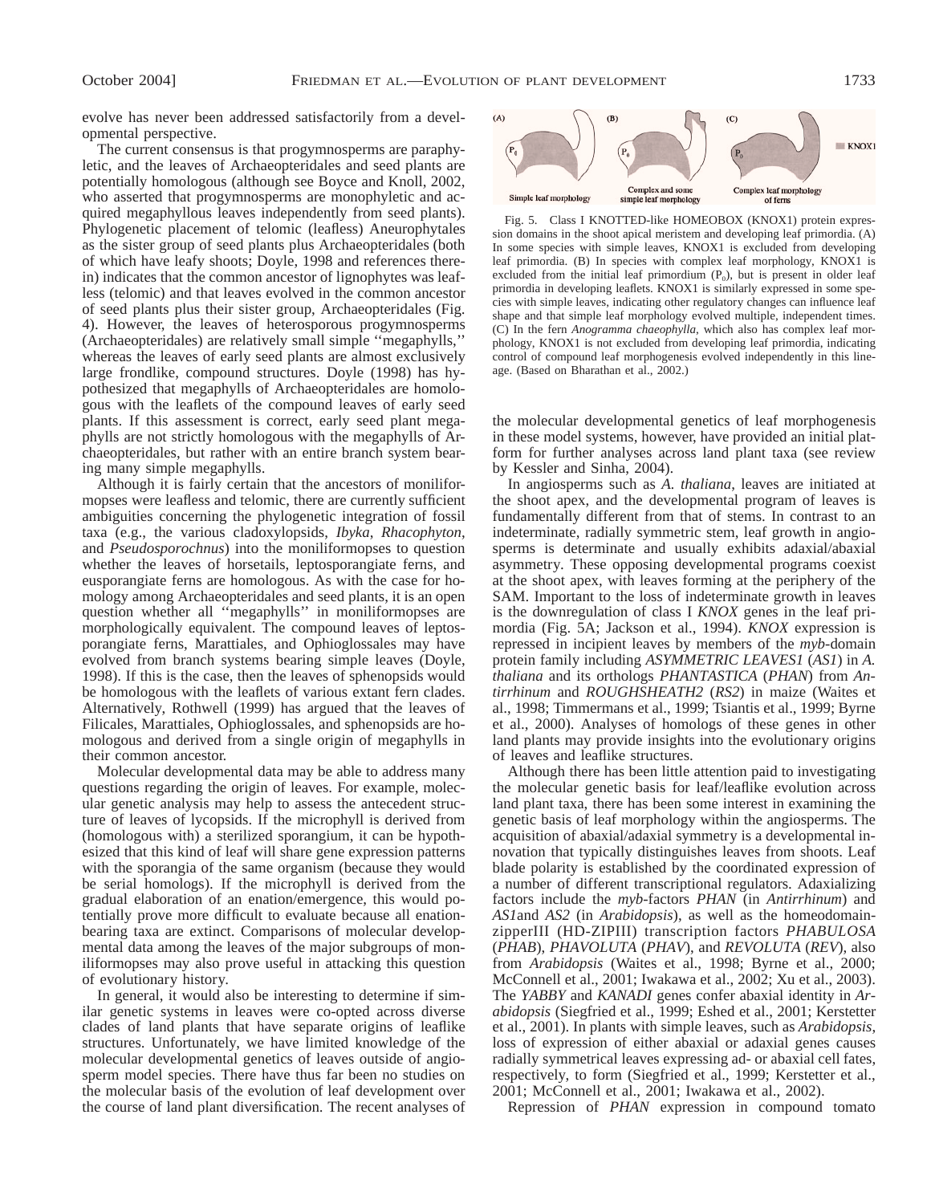evolve has never been addressed satisfactorily from a developmental perspective.

The current consensus is that progymnosperms are paraphyletic, and the leaves of Archaeopteridales and seed plants are potentially homologous (although see Boyce and Knoll, 2002, who asserted that progymnosperms are monophyletic and acquired megaphyllous leaves independently from seed plants). Phylogenetic placement of telomic (leafless) Aneurophytales as the sister group of seed plants plus Archaeopteridales (both of which have leafy shoots; Doyle, 1998 and references therein) indicates that the common ancestor of lignophytes was leafless (telomic) and that leaves evolved in the common ancestor of seed plants plus their sister group, Archaeopteridales (Fig. 4). However, the leaves of heterosporous progymnosperms (Archaeopteridales) are relatively small simple ''megaphylls,'' whereas the leaves of early seed plants are almost exclusively large frondlike, compound structures. Doyle (1998) has hypothesized that megaphylls of Archaeopteridales are homologous with the leaflets of the compound leaves of early seed plants. If this assessment is correct, early seed plant megaphylls are not strictly homologous with the megaphylls of Archaeopteridales, but rather with an entire branch system bearing many simple megaphylls.

Although it is fairly certain that the ancestors of moniliformopses were leafless and telomic, there are currently sufficient ambiguities concerning the phylogenetic integration of fossil taxa (e.g., the various cladoxylopsids, *Ibyka*, *Rhacophyton*, and *Pseudosporochnus*) into the moniliformopses to question whether the leaves of horsetails, leptosporangiate ferns, and eusporangiate ferns are homologous. As with the case for homology among Archaeopteridales and seed plants, it is an open question whether all ''megaphylls'' in moniliformopses are morphologically equivalent. The compound leaves of leptosporangiate ferns, Marattiales, and Ophioglossales may have evolved from branch systems bearing simple leaves (Doyle, 1998). If this is the case, then the leaves of sphenopsids would be homologous with the leaflets of various extant fern clades. Alternatively, Rothwell (1999) has argued that the leaves of Filicales, Marattiales, Ophioglossales, and sphenopsids are homologous and derived from a single origin of megaphylls in their common ancestor.

Molecular developmental data may be able to address many questions regarding the origin of leaves. For example, molecular genetic analysis may help to assess the antecedent structure of leaves of lycopsids. If the microphyll is derived from (homologous with) a sterilized sporangium, it can be hypothesized that this kind of leaf will share gene expression patterns with the sporangia of the same organism (because they would be serial homologs). If the microphyll is derived from the gradual elaboration of an enation/emergence, this would potentially prove more difficult to evaluate because all enation-bearing taxa are extinct. Comparisons of molecular developmental data among the leaves of the major subgroups of moniliformopses may also prove useful in attacking this question of evolutionary history.

In general, it would also be interesting to determine if similar genetic systems in leaves were co-opted across diverse clades of land plants that have separate origins of leaflike structures. Unfortunately, we have limited knowledge of the molecular developmental genetics of leaves outside of angiosperm model species. There have thus far been no studies on the molecular basis of the evolution of leaf development over the course of land plant diversification. The recent analyses of the molecular developmental genetics of leaf morphogenesis in these model systems, however, have provided an initial platform for further analyses across land plant taxa (see review by Kessler and Sinha, 2004).

(A)
$P_0$
Simple leaf morphology

(B)
$P_0$
Complex and some simple leaf morphology

(C)
$P_0$
Complex leaf morphology of ferns

KNOX1

Fig. 5. Class I KNOTTED-like HOMEOBOX (KNOX1) protein expression domains in the shoot apical meristem and developing leaf primordia. (A) In some species with simple leaves, KNOX1 is excluded from developing leaf primordia. (B) In species with complex leaf morphology, KNOX1 is excluded from the initial leaf primordium ($P_0$), but is present in older leaf primordia in developing leaflets. KNOX1 is similarly expressed in some species with simple leaves, indicating other regulatory changes can influence leaf shape and that simple leaf morphology evolved multiple, independent times. (C) In the fern *Anogramma chaeophylla*, which also has complex leaf morphology, KNOX1 is not excluded from developing leaf primordia, indicating control of compound leaf morphogenesis evolved independently in this lineage. (Based on Bharathan et al., 2002.)

In angiosperms such as *A. thaliana*, leaves are initiated at the shoot apex, and the developmental program of leaves is fundamentally different from that of stems. In contrast to an indeterminate, radially symmetric stem, leaf growth in angiosperms is determinate and usually exhibits adaxial/abaxial asymmetry. These opposing developmental programs coexist at the shoot apex, with leaves forming at the periphery of the SAM. Important to the loss of indeterminate growth in leaves is the downregulation of class I *KNOX* genes in the leaf primordia (Fig. 5A; Jackson et al., 1994). *KNOX* expression is repressed in incipient leaves by members of the *myb*-domain protein family including *ASYMMETRIC LEAVES1* (*AS1*) in *A. thaliana* and its orthologs *PHANTASTICA* (*PHAN*) from *Antirrhinum* and *ROUGHSHEATH2* (*RS2*) in maize (Waites et al., 1998; Timmermans et al., 1999; Tsiantis et al., 1999; Byrne et al., 2000). Analyses of homologs of these genes in other land plants may provide insights into the evolutionary origins of leaves and leaflike structures.

Although there has been little attention paid to investigating the molecular genetic basis for leaf/leaflike evolution across land plant taxa, there has been some interest in examining the genetic basis of leaf morphology within the angiosperms. The acquisition of abaxial/adaxial symmetry is a developmental innovation that typically distinguishes leaves from shoots. Leaf blade polarity is established by the coordinated expression of a number of different transcriptional regulators. Adaxializing factors include the *myb*-factors *PHAN* (in *Antirrhinum*) and *AS1*and *AS2* (in *Arabidopsis*), as well as the homeodomain-zipperIII (HD-ZIPIII) transcription factors *PHABULOSA* (*PHAB*), *PHAVOLUTA* (*PHAV*), and *REVOLUTA* (*REV*), also from *Arabidopsis* (Waites et al., 1998; Byrne et al., 2000; McConnell et al., 2001; Iwakawa et al., 2002; Xu et al., 2003). The *YABBY* and *KANADI* genes confer abaxial identity in *Arabidopsis* (Siegfried et al., 1999; Eshed et al., 2001; Kerstetter et al., 2001). In plants with simple leaves, such as *Arabidopsis*, loss of expression of either abaxial or adaxial genes causes radially symmetrical leaves expressing ad- or abaxial cell fates, respectively, to form (Siegfried et al., 1999; Kerstetter et al., 2001; McConnell et al., 2001; Iwakawa et al., 2002).

Repression of *PHAN* expression in compound tomato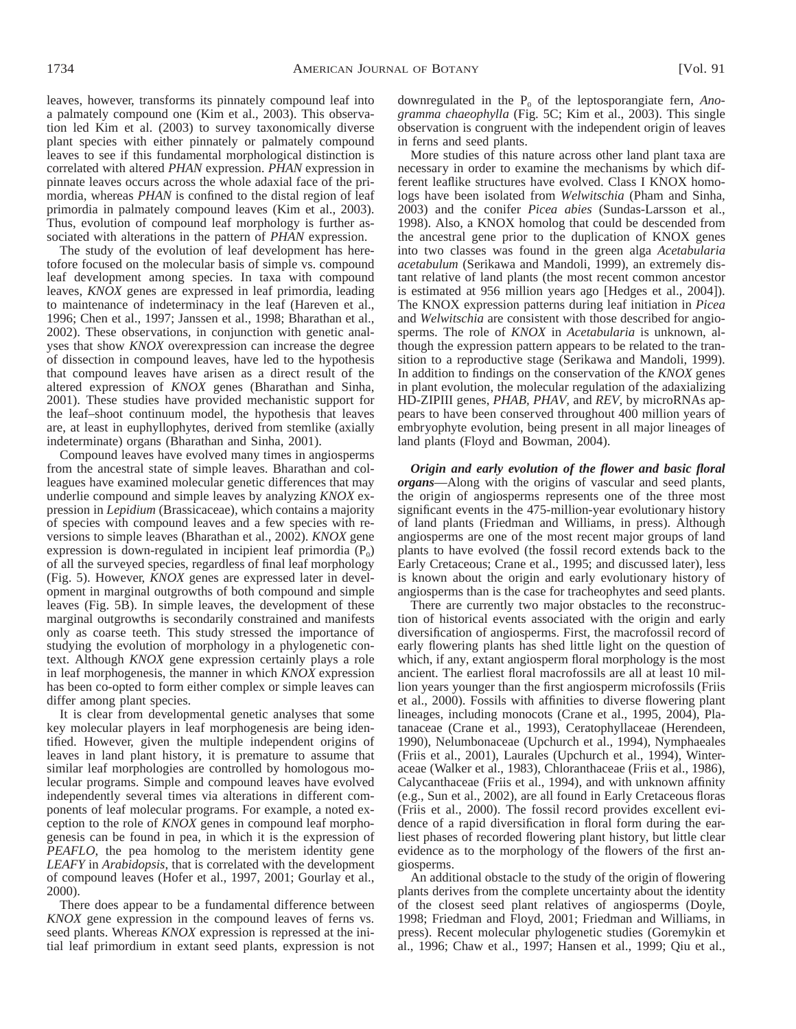leaves, however, transforms its pinnately compound leaf into a palmately compound one (Kim et al., 2003). This observation led Kim et al. (2003) to survey taxonomically diverse plant species with either pinnately or palmately compound leaves to see if this fundamental morphological distinction is correlated with altered *PHAN* expression. *PHAN* expression in pinnate leaves occurs across the whole adaxial face of the primordia, whereas *PHAN* is confined to the distal region of leaf primordia in palmately compound leaves (Kim et al., 2003). Thus, evolution of compound leaf morphology is further associated with alterations in the pattern of *PHAN* expression.

The study of the evolution of leaf development has heretofore focused on the molecular basis of simple vs. compound leaf development among species. In taxa with compound leaves, *KNOX* genes are expressed in leaf primordia, leading to maintenance of indeterminacy in the leaf (Hareven et al., 1996; Chen et al., 1997; Janssen et al., 1998; Bharathan et al., 2002). These observations, in conjunction with genetic analyses that show *KNOX* overexpression can increase the degree of dissection in compound leaves, have led to the hypothesis that compound leaves have arisen as a direct result of the altered expression of *KNOX* genes (Bharathan and Sinha, 2001). These studies have provided mechanistic support for the leaf–shoot continuum model, the hypothesis that leaves are, at least in euphyllophytes, derived from stemlike (axially indeterminate) organs (Bharathan and Sinha, 2001).

Compound leaves have evolved many times in angiosperms from the ancestral state of simple leaves. Bharathan and colleagues have examined molecular genetic differences that may underlie compound and simple leaves by analyzing *KNOX* expression in *Lepidium* (Brassicaceae), which contains a majority of species with compound leaves and a few species with reversions to simple leaves (Bharathan et al., 2002). *KNOX* gene expression is down-regulated in incipient leaf primordia ($P_0$) of all the surveyed species, regardless of final leaf morphology (Fig. 5). However, *KNOX* genes are expressed later in development in marginal outgrowths of both compound and simple leaves (Fig. 5B). In simple leaves, the development of these marginal outgrowths is secondarily constrained and manifests only as coarse teeth. This study stressed the importance of studying the evolution of morphology in a phylogenetic context. Although *KNOX* gene expression certainly plays a role in leaf morphogenesis, the manner in which *KNOX* expression has been co-opted to form either complex or simple leaves can differ among plant species.

It is clear from developmental genetic analyses that some key molecular players in leaf morphogenesis are being identified. However, given the multiple independent origins of leaves in land plant history, it is premature to assume that similar leaf morphologies are controlled by homologous molecular programs. Simple and compound leaves have evolved independently several times via alterations in different components of leaf molecular programs. For example, a noted exception to the role of *KNOX* genes in compound leaf morphogenesis can be found in pea, in which it is the expression of *PEAFLO*, the pea homolog to the meristem identity gene *LEAFY* in *Arabidopsis*, that is correlated with the development of compound leaves (Hofer et al., 1997, 2001; Gourlay et al., 2000).

There does appear to be a fundamental difference between *KNOX* gene expression in the compound leaves of ferns vs. seed plants. Whereas *KNOX* expression is repressed at the initial leaf primordium in extant seed plants, expression is not downregulated in the $P_0$ of the leptosporangiate fern, *Anogramma chaeophylla* (Fig. 5C; Kim et al., 2003). This single observation is congruent with the independent origin of leaves in ferns and seed plants.

More studies of this nature across other land plant taxa are necessary in order to examine the mechanisms by which different leaflike structures have evolved. Class I KNOX homologs have been isolated from *Welwitschia* (Pham and Sinha, 2003) and the conifer *Picea abies* (Sundas-Larsson et al., 1998). Also, a KNOX homolog that could be descended from the ancestral gene prior to the duplication of KNOX genes into two classes was found in the green alga *Acetabularia acetabulum* (Serikawa and Mandoli, 1999), an extremely distant relative of land plants (the most recent common ancestor is estimated at 956 million years ago [Hedges et al., 2004]). The KNOX expression patterns during leaf initiation in *Picea* and *Welwitschia* are consistent with those described for angiosperms. The role of *KNOX* in *Acetabularia* is unknown, although the expression pattern appears to be related to the transition to a reproductive stage (Serikawa and Mandoli, 1999). In addition to findings on the conservation of the *KNOX* genes in plant evolution, the molecular regulation of the adaxializing HD-ZIPIII genes, *PHAB, PHAV,* and *REV,* by microRNAs appears to have been conserved throughout 400 million years of embryophyte evolution, being present in all major lineages of land plants (Floyd and Bowman, 2004).

***Origin and early evolution of the flower and basic floral organs***—Along with the origins of vascular and seed plants, the origin of angiosperms represents one of the three most significant events in the 475-million-year evolutionary history of land plants (Friedman and Williams, in press). Although angiosperms are one of the most recent major groups of land plants to have evolved (the fossil record extends back to the Early Cretaceous; Crane et al., 1995; and discussed later), less is known about the origin and early evolutionary history of angiosperms than is the case for tracheophytes and seed plants.

There are currently two major obstacles to the reconstruction of historical events associated with the origin and early diversification of angiosperms. First, the macrofossil record of early flowering plants has shed little light on the question of which, if any, extant angiosperm floral morphology is the most ancient. The earliest floral macrofossils are all at least 10 million years younger than the first angiosperm microfossils (Friis et al., 2000). Fossils with affinities to diverse flowering plant lineages, including monocots (Crane et al., 1995, 2004), Platanaceae (Crane et al., 1993), Ceratophyllaceae (Herendeen, 1990), Nelumbonaceae (Upchurch et al., 1994), Nymphaeales (Friis et al., 2001), Laurales (Upchurch et al., 1994), Winteraceae (Walker et al., 1983), Chloranthaceae (Friis et al., 1986), Calycanthaceae (Friis et al., 1994), and with unknown affinity (e.g., Sun et al., 2002), are all found in Early Cretaceous floras (Friis et al., 2000). The fossil record provides excellent evidence of a rapid diversification in floral form during the earliest phases of recorded flowering plant history, but little clear evidence as to the morphology of the flowers of the first angiosperms.

An additional obstacle to the study of the origin of flowering plants derives from the complete uncertainty about the identity of the closest seed plant relatives of angiosperms (Doyle, 1998; Friedman and Floyd, 2001; Friedman and Williams, in press). Recent molecular phylogenetic studies (Goremykin et al., 1996; Chaw et al., 1997; Hansen et al., 1999; Qiu et al.,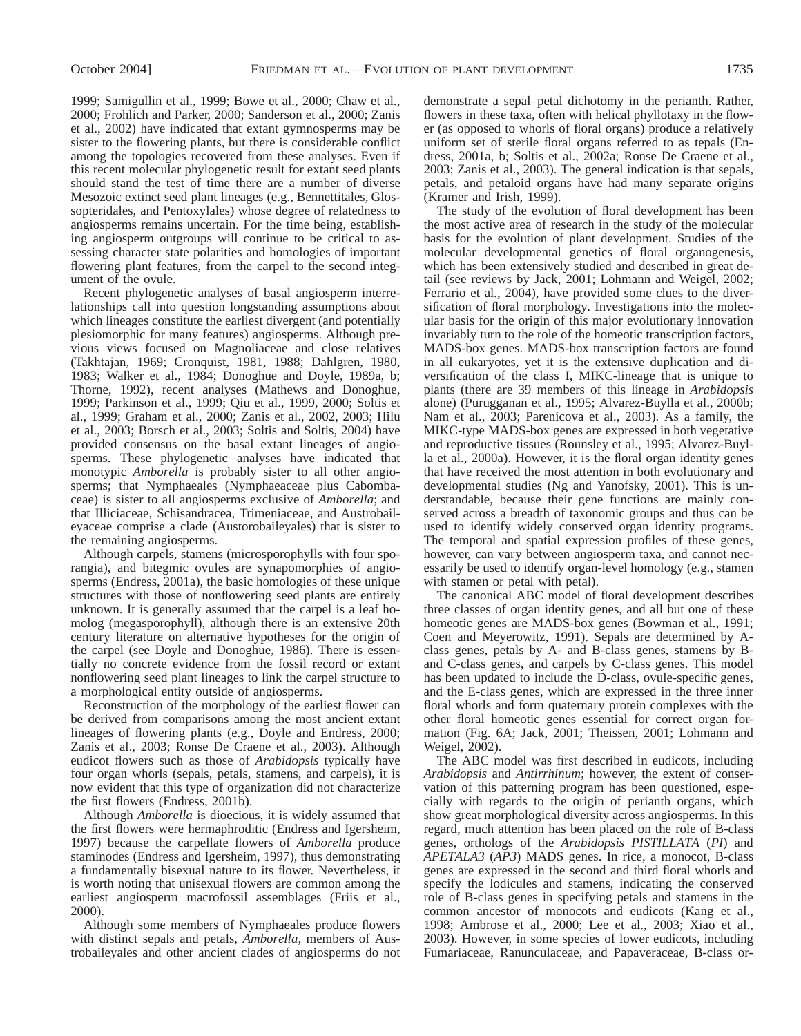1999; Samigullin et al., 1999; Bowe et al., 2000; Chaw et al., 2000; Frohlich and Parker, 2000; Sanderson et al., 2000; Zanis et al., 2002) have indicated that extant gymnosperms may be sister to the flowering plants, but there is considerable conflict among the topologies recovered from these analyses. Even if this recent molecular phylogenetic result for extant seed plants should stand the test of time there are a number of diverse Mesozoic extinct seed plant lineages (e.g., Bennettitales, Glossopteridales, and Pentoxylales) whose degree of relatedness to angiosperms remains uncertain. For the time being, establishing angiosperm outgroups will continue to be critical to assessing character state polarities and homologies of important flowering plant features, from the carpel to the second integument of the ovule.

Recent phylogenetic analyses of basal angiosperm interrelationships call into question longstanding assumptions about which lineages constitute the earliest divergent (and potentially plesiomorphic for many features) angiosperms. Although previous views focused on Magnoliaceae and close relatives (Takhtajan, 1969; Cronquist, 1981, 1988; Dahlgren, 1980, 1983; Walker et al., 1984; Donoghue and Doyle, 1989a, b; Thorne, 1992), recent analyses (Mathews and Donoghue, 1999; Parkinson et al., 1999; Qiu et al., 1999, 2000; Soltis et al., 1999; Graham et al., 2000; Zanis et al., 2002, 2003; Hilu et al., 2003; Borsch et al., 2003; Soltis and Soltis, 2004) have provided consensus on the basal extant lineages of angiosperms. These phylogenetic analyses have indicated that monotypic *Amborella* is probably sister to all other angiosperms; that Nymphaeales (Nymphaeaceae plus Cabombaceae) is sister to all angiosperms exclusive of *Amborella*; and that Illiciaceae, Schisandracea, Trimeniaceae, and Austrobaileyaceae comprise a clade (Austorobaileyales) that is sister to the remaining angiosperms.

Although carpels, stamens (microsporophylls with four sporangia), and bitegmic ovules are synapomorphies of angiosperms (Endress, 2001a), the basic homologies of these unique structures with those of nonflowering seed plants are entirely unknown. It is generally assumed that the carpel is a leaf homolog (megasporophyll), although there is an extensive 20th century literature on alternative hypotheses for the origin of the carpel (see Doyle and Donoghue, 1986). There is essentially no concrete evidence from the fossil record or extant nonflowering seed plant lineages to link the carpel structure to a morphological entity outside of angiosperms.

Reconstruction of the morphology of the earliest flower can be derived from comparisons among the most ancient extant lineages of flowering plants (e.g., Doyle and Endress, 2000; Zanis et al., 2003; Ronse De Craene et al., 2003). Although eudicot flowers such as those of *Arabidopsis* typically have four organ whorls (sepals, petals, stamens, and carpels), it is now evident that this type of organization did not characterize the first flowers (Endress, 2001b).

Although *Amborella* is dioecious, it is widely assumed that the first flowers were hermaphroditic (Endress and Igersheim, 1997) because the carpellate flowers of *Amborella* produce staminodes (Endress and Igersheim, 1997), thus demonstrating a fundamentally bisexual nature to its flower. Nevertheless, it is worth noting that unisexual flowers are common among the earliest angiosperm macrofossil assemblages (Friis et al., 2000).

Although some members of Nymphaeales produce flowers with distinct sepals and petals, *Amborella*, members of Austrobaileyales and other ancient clades of angiosperms do not demonstrate a sepal–petal dichotomy in the perianth. Rather, flowers in these taxa, often with helical phyllotaxy in the flower (as opposed to whorls of floral organs) produce a relatively uniform set of sterile floral organs referred to as tepals (Endress, 2001a, b; Soltis et al., 2002a; Ronse De Craene et al., 2003; Zanis et al., 2003). The general indication is that sepals, petals, and petaloid organs have had many separate origins (Kramer and Irish, 1999).

The study of the evolution of floral development has been the most active area of research in the study of the molecular basis for the evolution of plant development. Studies of the molecular developmental genetics of floral organogenesis, which has been extensively studied and described in great detail (see reviews by Jack, 2001; Lohmann and Weigel, 2002; Ferrario et al., 2004), have provided some clues to the diversification of floral morphology. Investigations into the molecular basis for the origin of this major evolutionary innovation invariably turn to the role of the homeotic transcription factors, MADS-box genes. MADS-box transcription factors are found in all eukaryotes, yet it is the extensive duplication and diversification of the class I, MIKC-lineage that is unique to plants (there are 39 members of this lineage in *Arabidopsis* alone) (Purugganan et al., 1995; Alvarez-Buylla et al., 2000b; Nam et al., 2003; Parenicova et al., 2003). As a family, the MIKC-type MADS-box genes are expressed in both vegetative and reproductive tissues (Rounsley et al., 1995; Alvarez-Buylla et al., 2000a). However, it is the floral organ identity genes that have received the most attention in both evolutionary and developmental studies (Ng and Yanofsky, 2001). This is understandable, because their gene functions are mainly conserved across a breadth of taxonomic groups and thus can be used to identify widely conserved organ identity programs. The temporal and spatial expression profiles of these genes, however, can vary between angiosperm taxa, and cannot necessarily be used to identify organ-level homology (e.g., stamen with stamen or petal with petal).

The canonical ABC model of floral development describes three classes of organ identity genes, and all but one of these homeotic genes are MADS-box genes (Bowman et al., 1991; Coen and Meyerowitz, 1991). Sepals are determined by A-class genes, petals by A- and B-class genes, stamens by B- and C-class genes, and carpels by C-class genes. This model has been updated to include the D-class, ovule-specific genes, and the E-class genes, which are expressed in the three inner floral whorls and form quaternary protein complexes with the other floral homeotic genes essential for correct organ formation (Fig. 6A; Jack, 2001; Theissen, 2001; Lohmann and Weigel, 2002).

The ABC model was first described in eudicots, including *Arabidopsis* and *Antirrhinum*; however, the extent of conservation of this patterning program has been questioned, especially with regards to the origin of perianth organs, which show great morphological diversity across angiosperms. In this regard, much attention has been placed on the role of B-class genes, orthologs of the *Arabidopsis PISTILLATA* (*PI*) and *APETALA3* (*AP3*) MADS genes. In rice, a monocot, B-class genes are expressed in the second and third floral whorls and specify the lodicules and stamens, indicating the conserved role of B-class genes in specifying petals and stamens in the common ancestor of monocots and eudicots (Kang et al., 1998; Ambrose et al., 2000; Lee et al., 2003; Xiao et al., 2003). However, in some species of lower eudicots, including Fumariaceae, Ranunculaceae, and Papaveraceae, B-class or-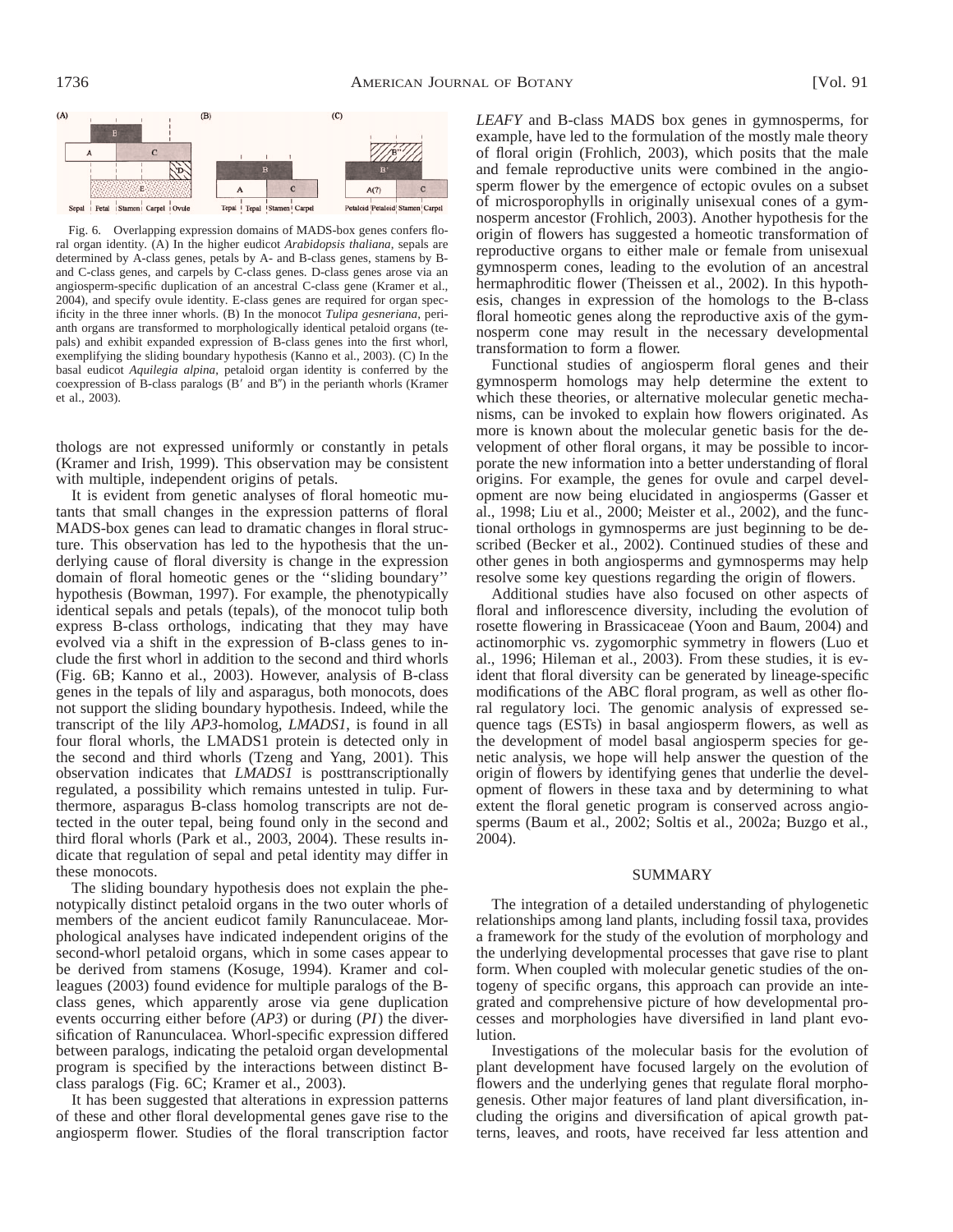(A)

Sepal | Petal | Stamen | Carpel | Ovule

(B)

Tepal | Tepal | Stamen | Carpel

(C)

Petaloid | Petaloid | Stamen | Carpel

Fig. 6. Overlapping expression domains of MADS-box genes confers floral organ identity. (A) In the higher eudicot *Arabidopsis thaliana*, sepals are determined by A-class genes, petals by A- and B-class genes, stamens by B- and C-class genes, and carpels by C-class genes. D-class genes arose via an angiosperm-specific duplication of an ancestral C-class gene (Kramer et al., 2004), and specify ovule identity. E-class genes are required for organ specificity in the three inner whorls. (B) In the monocot *Tulipa gesneriana*, perianth organs are transformed to morphologically identical petaloid organs (tepals) and exhibit expanded expression of B-class genes into the first whorl, exemplifying the sliding boundary hypothesis (Kanno et al., 2003). (C) In the basal eudicot *Aquilegia alpina*, petaloid organ identity is conferred by the coexpression of B-class paralogs (B′ and B″) in the perianth whorls (Kramer et al., 2003).

thologs are not expressed uniformly or constantly in petals (Kramer and Irish, 1999). This observation may be consistent with multiple, independent origins of petals.

It is evident from genetic analyses of floral homeotic mutants that small changes in the expression patterns of floral MADS-box genes can lead to dramatic changes in floral structure. This observation has led to the hypothesis that the underlying cause of floral diversity is change in the expression domain of floral homeotic genes or the "sliding boundary" hypothesis (Bowman, 1997). For example, the phenotypically identical sepals and petals (tepals), of the monocot tulip both express B-class orthologs, indicating that they may have evolved via a shift in the expression of B-class genes to include the first whorl in addition to the second and third whorls (Fig. 6B; Kanno et al., 2003). However, analysis of B-class genes in the tepals of lily and asparagus, both monocots, does not support the sliding boundary hypothesis. Indeed, while the transcript of the lily *AP3*-homolog, *LMADS1*, is found in all four floral whorls, the LMADS1 protein is detected only in the second and third whorls (Tzeng and Yang, 2001). This observation indicates that *LMADS1* is posttranscriptionally regulated, a possibility which remains untested in tulip. Furthermore, asparagus B-class homolog transcripts are not detected in the outer tepal, being found only in the second and third floral whorls (Park et al., 2003, 2004). These results indicate that regulation of sepal and petal identity may differ in these monocots.

The sliding boundary hypothesis does not explain the phenotypically distinct petaloid organs in the two outer whorls of members of the ancient eudicot family Ranunculaceae. Morphological analyses have indicated independent origins of the second-whorl petaloid organs, which in some cases appear to be derived from stamens (Kosuge, 1994). Kramer and colleagues (2003) found evidence for multiple paralogs of the B-class genes, which apparently arose via gene duplication events occurring either before (*AP3*) or during (*PI*) the diversification of Ranunculacea. Whorl-specific expression differed between paralogs, indicating the petaloid organ developmental program is specified by the interactions between distinct B-class paralogs (Fig. 6C; Kramer et al., 2003).

It has been suggested that alterations in expression patterns of these and other floral developmental genes gave rise to the angiosperm flower. Studies of the floral transcription factor *LEAFY* and B-class MADS box genes in gymnosperms, for example, have led to the formulation of the mostly male theory of floral origin (Frohlich, 2003), which posits that the male and female reproductive units were combined in the angiosperm flower by the emergence of ectopic ovules on a subset of microsporophylls in originally unisexual cones of a gymnosperm ancestor (Frohlich, 2003). Another hypothesis for the origin of flowers has suggested a homeotic transformation of reproductive organs to either male or female from unisexual gymnosperm cones, leading to the evolution of an ancestral hermaphroditic flower (Theissen et al., 2002). In this hypothesis, changes in expression of the homologs to the B-class floral homeotic genes along the reproductive axis of the gymnosperm cone may result in the necessary developmental transformation to form a flower.

Functional studies of angiosperm floral genes and their gymnosperm homologs may help determine the extent to which these theories, or alternative molecular genetic mechanisms, can be invoked to explain how flowers originated. As more is known about the molecular genetic basis for the development of other floral organs, it may be possible to incorporate the new information into a better understanding of floral origins. For example, the genes for ovule and carpel development are now being elucidated in angiosperms (Gasser et al., 1998; Liu et al., 2000; Meister et al., 2002), and the functional orthologs in gymnosperms are just beginning to be described (Becker et al., 2002). Continued studies of these and other genes in both angiosperms and gymnosperms may help resolve some key questions regarding the origin of flowers.

Additional studies have also focused on other aspects of floral and inflorescence diversity, including the evolution of rosette flowering in Brassicaceae (Yoon and Baum, 2004) and actinomorphic vs. zygomorphic symmetry in flowers (Luo et al., 1996; Hileman et al., 2003). From these studies, it is evident that floral diversity can be generated by lineage-specific modifications of the ABC floral program, as well as other floral regulatory loci. The genomic analysis of expressed sequence tags (ESTs) in basal angiosperm flowers, as well as the development of model basal angiosperm species for genetic analysis, we hope will help answer the question of the origin of flowers by identifying genes that underlie the development of flowers in these taxa and by determining to what extent the floral genetic program is conserved across angiosperms (Baum et al., 2002; Soltis et al., 2002a; Buzgo et al., 2004).

## SUMMARY

The integration of a detailed understanding of phylogenetic relationships among land plants, including fossil taxa, provides a framework for the study of the evolution of morphology and the underlying developmental processes that gave rise to plant form. When coupled with molecular genetic studies of the ontogeny of specific organs, this approach can provide an integrated and comprehensive picture of how developmental processes and morphologies have diversified in land plant evolution.

Investigations of the molecular basis for the evolution of plant development have focused largely on the evolution of flowers and the underlying genes that regulate floral morphogenesis. Other major features of land plant diversification, including the origins and diversification of apical growth patterns, leaves, and roots, have received far less attention and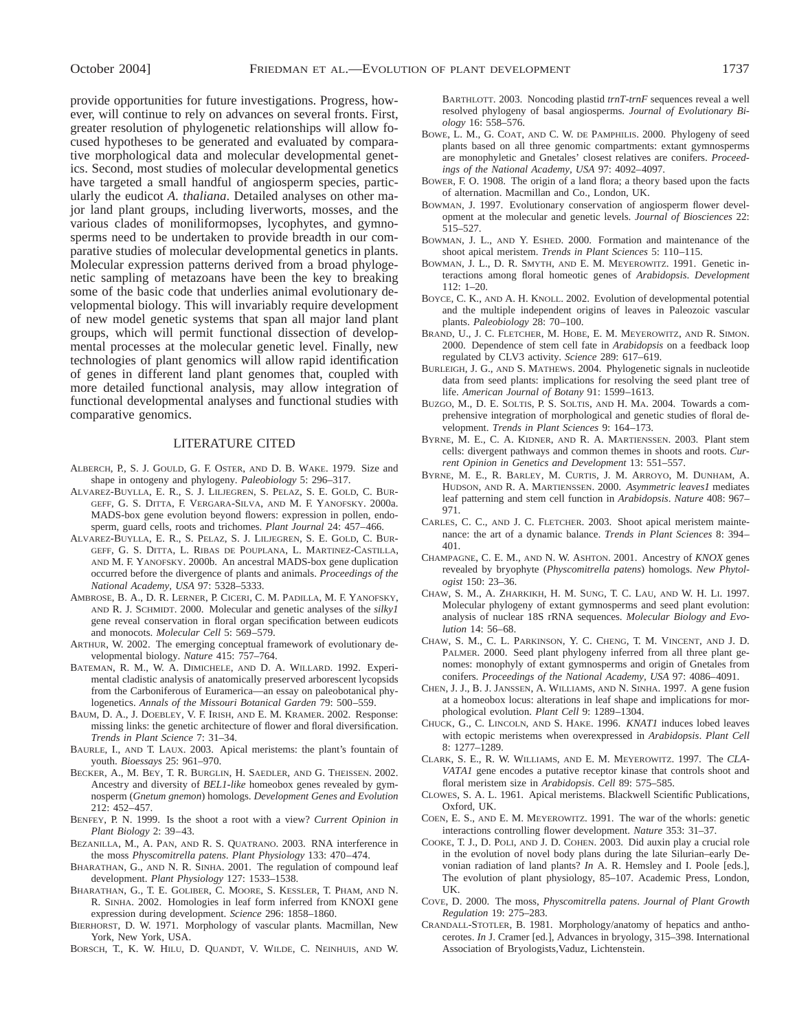provide opportunities for future investigations. Progress, however, will continue to rely on advances on several fronts. First, greater resolution of phylogenetic relationships will allow focused hypotheses to be generated and evaluated by comparative morphological data and molecular developmental genetics. Second, most studies of molecular developmental genetics have targeted a small handful of angiosperm species, particularly the eudicot *A. thaliana*. Detailed analyses on other major land plant groups, including liverworts, mosses, and the various clades of moniliformopses, lycophytes, and gymnosperms need to be undertaken to provide breadth in our comparative studies of molecular developmental genetics in plants. Molecular expression patterns derived from a broad phylogenetic sampling of metazoans have been the key to breaking some of the basic code that underlies animal evolutionary developmental biology. This will invariably require development of new model genetic systems that span all major land plant groups, which will permit functional dissection of developmental processes at the molecular genetic level. Finally, new technologies of plant genomics will allow rapid identification of genes in different land plant genomes that, coupled with more detailed functional analysis, may allow integration of functional developmental analyses and functional studies with comparative genomics.

## LITERATURE CITED

Alberch, P., S. J. Gould, G. F. Oster, and D. B. Wake. 1979. Size and shape in ontogeny and phylogeny. *Paleobiology* 5: 296–317.

Alvarez-Buylla, E. R., S. J. Liljegren, S. Pelaz, S. E. Gold, C. Burgeff, G. S. Ditta, F. Vergara-Silva, and M. F. Yanofsky. 2000a. MADS-box gene evolution beyond flowers: expression in pollen, endosperm, guard cells, roots and trichomes. *Plant Journal* 24: 457–466.

Alvarez-Buylla, E. R., S. Pelaz, S. J. Liljegren, S. E. Gold, C. Burgeff, G. S. Ditta, L. Ribas de Pouplana, L. Martinez-Castilla, and M. F. Yanofsky. 2000b. An ancestral MADS-box gene duplication occurred before the divergence of plants and animals. *Proceedings of the National Academy, USA* 97: 5328–5333.

Ambrose, B. A., D. R. Lerner, P. Ciceri, C. M. Padilla, M. F. Yanofsky, and R. J. Schmidt. 2000. Molecular and genetic analyses of the *silky1* gene reveal conservation in floral organ specification between eudicots and monocots. *Molecular Cell* 5: 569–579.

Arthur, W. 2002. The emerging conceptual framework of evolutionary developmental biology. *Nature* 415: 757–764.

Bateman, R. M., W. A. Dimichele, and D. A. Willard. 1992. Experimental cladistic analysis of anatomically preserved arborescent lycopsids from the Carboniferous of Euramerica—an essay on paleobotanical phylogenetics. *Annals of the Missouri Botanical Garden* 79: 500–559.

Baum, D. A., J. Doebley, V. F. Irish, and E. M. Kramer. 2002. Response: missing links: the genetic architecture of flower and floral diversification. *Trends in Plant Science* 7: 31–34.

Baurle, I., and T. Laux. 2003. Apical meristems: the plant's fountain of youth. *Bioessays* 25: 961–970.

Becker, A., M. Bey, T. R. Burglin, H. Saedler, and G. Theissen. 2002. Ancestry and diversity of *BEL1-like* homeobox genes revealed by gymnosperm (*Gnetum gnemon*) homologs. *Development Genes and Evolution* 212: 452–457.

Benfey, P. N. 1999. Is the shoot a root with a view? *Current Opinion in Plant Biology* 2: 39–43.

Bezanilla, M., A. Pan, and R. S. Quatrano. 2003. RNA interference in the moss *Physcomitrella patens*. *Plant Physiology* 133: 470–474.

Bharathan, G., and N. R. Sinha. 2001. The regulation of compound leaf development. *Plant Physiology* 127: 1533–1538.

Bharathan, G., T. E. Goliber, C. Moore, S. Kessler, T. Pham, and N. R. Sinha. 2002. Homologies in leaf form inferred from KNOXI gene expression during development. *Science* 296: 1858–1860.

Bierhorst, D. W. 1971. Morphology of vascular plants. Macmillan, New York, New York, USA.

Borsch, T., K. W. Hilu, D. Quandt, V. Wilde, C. Neinhuis, and W. Barthlott. 2003. Noncoding plastid *trnT-trnF* sequences reveal a well resolved phylogeny of basal angiosperms. *Journal of Evolutionary Biology* 16: 558–576.

Bowe, L. M., G. Coat, and C. W. de Pamphilis. 2000. Phylogeny of seed plants based on all three genomic compartments: extant gymnosperms are monophyletic and Gnetales' closest relatives are conifers. *Proceedings of the National Academy, USA* 97: 4092–4097.

Bower, F. O. 1908. The origin of a land flora; a theory based upon the facts of alternation. Macmillan and Co., London, UK.

Bowman, J. 1997. Evolutionary conservation of angiosperm flower development at the molecular and genetic levels. *Journal of Biosciences* 22: 515–527.

Bowman, J. L., and Y. Eshed. 2000. Formation and maintenance of the shoot apical meristem. *Trends in Plant Sciences* 5: 110–115.

Bowman, J. L., D. R. Smyth, and E. M. Meyerowitz. 1991. Genetic interactions among floral homeotic genes of *Arabidopsis*. *Development* 112: 1–20.

Boyce, C. K., and A. H. Knoll. 2002. Evolution of developmental potential and the multiple independent origins of leaves in Paleozoic vascular plants. *Paleobiology* 28: 70–100.

Brand, U., J. C. Fletcher, M. Hobe, E. M. Meyerowitz, and R. Simon. 2000. Dependence of stem cell fate in *Arabidopsis* on a feedback loop regulated by CLV3 activity. *Science* 289: 617–619.

Burleigh, J. G., and S. Mathews. 2004. Phylogenetic signals in nucleotide data from seed plants: implications for resolving the seed plant tree of life. *American Journal of Botany* 91: 1599–1613.

Buzgo, M., D. E. Soltis, P. S. Soltis, and H. Ma. 2004. Towards a comprehensive integration of morphological and genetic studies of floral development. *Trends in Plant Sciences* 9: 164–173.

Byrne, M. E., C. A. Kidner, and R. A. Martienssen. 2003. Plant stem cells: divergent pathways and common themes in shoots and roots. *Current Opinion in Genetics and Development* 13: 551–557.

Byrne, M. E., R. Barley, M. Curtis, J. M. Arroyo, M. Dunham, A. Hudson, and R. A. Martienssen. 2000. *Asymmetric leaves1* mediates leaf patterning and stem cell function in *Arabidopsis*. *Nature* 408: 967–971.

Carles, C. C., and J. C. Fletcher. 2003. Shoot apical meristem maintenance: the art of a dynamic balance. *Trends in Plant Sciences* 8: 394–401.

Champagne, C. E. M., and N. W. Ashton. 2001. Ancestry of *KNOX* genes revealed by bryophyte (*Physcomitrella patens*) homologs. *New Phytologist* 150: 23–36.

Chaw, S. M., A. Zharkikh, H. M. Sung, T. C. Lau, and W. H. Li. 1997. Molecular phylogeny of extant gymnosperms and seed plant evolution: analysis of nuclear 18S rRNA sequences. *Molecular Biology and Evolution* 14: 56–68.

Chaw, S. M., C. L. Parkinson, Y. C. Cheng, T. M. Vincent, and J. D. Palmer. 2000. Seed plant phylogeny inferred from all three plant genomes: monophyly of extant gymnosperms and origin of Gnetales from conifers. *Proceedings of the National Academy, USA* 97: 4086–4091.

Chen, J. J., B. J. Janssen, A. Williams, and N. Sinha. 1997. A gene fusion at a homeobox locus: alterations in leaf shape and implications for morphological evolution. *Plant Cell* 9: 1289–1304.

Chuck, G., C. Lincoln, and S. Hake. 1996. *KNAT1* induces lobed leaves with ectopic meristems when overexpressed in *Arabidopsis*. *Plant Cell* 8: 1277–1289.

Clark, S. E., R. W. Williams, and E. M. Meyerowitz. 1997. The *CLAVATA1* gene encodes a putative receptor kinase that controls shoot and floral meristem size in *Arabidopsis*. *Cell* 89: 575–585.

Clowes, S. A. L. 1961. Apical meristems. Blackwell Scientific Publications, Oxford, UK.

Coen, E. S., and E. M. Meyerowitz. 1991. The war of the whorls: genetic interactions controlling flower development. *Nature* 353: 31–37.

Cooke, T. J., D. Poli, and J. D. Cohen. 2003. Did auxin play a crucial role in the evolution of novel body plans during the late Silurian–early Devonian radiation of land plants? *In* A. R. Hemsley and I. Poole [eds.], The evolution of plant physiology, 85–107. Academic Press, London, UK.

Cove, D. 2000. The moss, *Physcomitrella patens*. *Journal of Plant Growth Regulation* 19: 275–283.

Crandall-Stotler, B. 1981. Morphology/anatomy of hepatics and anthocerotes. *In* J. Cramer [ed.], Advances in bryology, 315–398. International Association of Bryologists,Vaduz, Lichtenstein.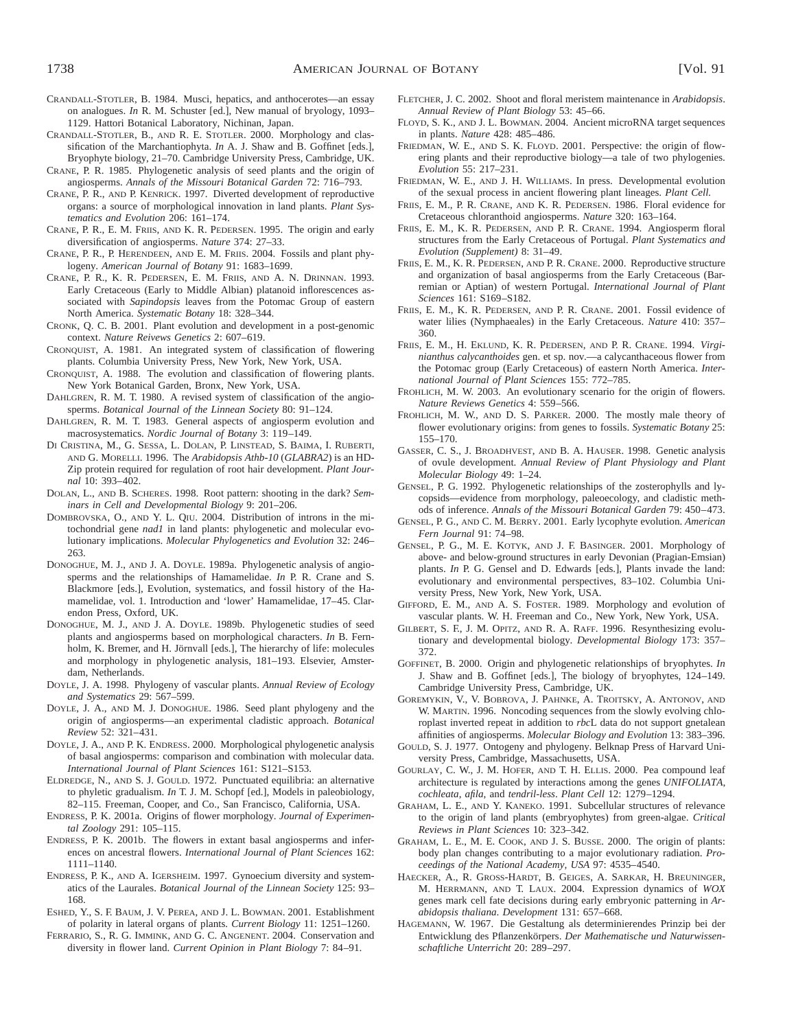Crandall-Stotler, B. 1984. Musci, hepatics, and anthocerotes—an essay on analogues. *In* R. M. Schuster [ed.], New manual of bryology, 1093–1129. Hattori Botanical Laboratory, Nichinan, Japan.

Crandall-Stotler, B., and R. E. Stotler. 2000. Morphology and classification of the Marchantiophyta. *In* A. J. Shaw and B. Goffinet [eds.], Bryophyte biology, 21–70. Cambridge University Press, Cambridge, UK.

Crane, P. R. 1985. Phylogenetic analysis of seed plants and the origin of angiosperms. *Annals of the Missouri Botanical Garden* 72: 716–793.

Crane, P. R., and P. Kenrick. 1997. Diverted development of reproductive organs: a source of morphological innovation in land plants. *Plant Systematics and Evolution* 206: 161–174.

Crane, P. R., E. M. Friis, and K. R. Pedersen. 1995. The origin and early diversification of angiosperms. *Nature* 374: 27–33.

Crane, P. R., P. Herendeen, and E. M. Friis. 2004. Fossils and plant phylogeny. *American Journal of Botany* 91: 1683–1699.

Crane, P. R., K. R. Pedersen, E. M. Friis, and A. N. Drinnan. 1993. Early Cretaceous (Early to Middle Albian) platanoid inflorescences associated with *Sapindopsis* leaves from the Potomac Group of eastern North America. *Systematic Botany* 18: 328–344.

Cronk, Q. C. B. 2001. Plant evolution and development in a post-genomic context. *Nature Reivews Genetics* 2: 607–619.

Cronquist, A. 1981. An integrated system of classification of flowering plants. Columbia University Press, New York, New York, USA.

Cronquist, A. 1988. The evolution and classification of flowering plants. New York Botanical Garden, Bronx, New York, USA.

Dahlgren, R. M. T. 1980. A revised system of classification of the angiosperms. *Botanical Journal of the Linnean Society* 80: 91–124.

Dahlgren, R. M. T. 1983. General aspects of angiosperm evolution and macrosystematics. *Nordic Journal of Botany* 3: 119–149.

Di Cristina, M., G. Sessa, L. Dolan, P. Linstead, S. Baima, I. Ruberti, and G. Morelli. 1996. The *Arabidopsis Athb-10* (*GLABRA2*) is an HD-Zip protein required for regulation of root hair development. *Plant Journal* 10: 393–402.

Dolan, L., and B. Scheres. 1998. Root pattern: shooting in the dark? *Seminars in Cell and Developmental Biology* 9: 201–206.

Dombrovska, O., and Y. L. Qiu. 2004. Distribution of introns in the mitochondrial gene *nad1* in land plants: phylogenetic and molecular evolutionary implications. *Molecular Phylogenetics and Evolution* 32: 246–263.

Donoghue, M. J., and J. A. Doyle. 1989a. Phylogenetic analysis of angiosperms and the relationships of Hamamelidae. *In* P. R. Crane and S. Blackmore [eds.], Evolution, systematics, and fossil history of the Hamamelidae, vol. 1. Introduction and 'lower' Hamamelidae, 17–45. Clarendon Press, Oxford, UK.

Donoghue, M. J., and J. A. Doyle. 1989b. Phylogenetic studies of seed plants and angiosperms based on morphological characters. *In* B. Fernholm, K. Bremer, and H. Jörnvall [eds.], The hierarchy of life: molecules and morphology in phylogenetic analysis, 181–193. Elsevier, Amsterdam, Netherlands.

Doyle, J. A. 1998. Phylogeny of vascular plants. *Annual Review of Ecology and Systematics* 29: 567–599.

Doyle, J. A., and M. J. Donoghue. 1986. Seed plant phylogeny and the origin of angiosperms—an experimental cladistic approach. *Botanical Review* 52: 321–431.

Doyle, J. A., and P. K. Endress. 2000. Morphological phylogenetic analysis of basal angiosperms: comparison and combination with molecular data. *International Journal of Plant Sciences* 161: S121–S153.

Eldredge, N., and S. J. Gould. 1972. Punctuated equilibria: an alternative to phyletic gradualism. *In* T. J. M. Schopf [ed.], Models in paleobiology, 82–115. Freeman, Cooper, and Co., San Francisco, California, USA.

Endress, P. K. 2001a. Origins of flower morphology. *Journal of Experimental Zoology* 291: 105–115.

Endress, P. K. 2001b. The flowers in extant basal angiosperms and inferences on ancestral flowers. *International Journal of Plant Sciences* 162: 1111–1140.

Endress, P. K., and A. Igersheim. 1997. Gynoecium diversity and systematics of the Laurales. *Botanical Journal of the Linnean Society* 125: 93–168.

Eshed, Y., S. F. Baum, J. V. Perea, and J. L. Bowman. 2001. Establishment of polarity in lateral organs of plants. *Current Biology* 11: 1251–1260.

Ferrario, S., R. G. Immink, and G. C. Angenent. 2004. Conservation and diversity in flower land. *Current Opinion in Plant Biology* 7: 84–91.

Fletcher, J. C. 2002. Shoot and floral meristem maintenance in *Arabidopsis*. *Annual Review of Plant Biology* 53: 45–66.

Floyd, S. K., and J. L. Bowman. 2004. Ancient microRNA target sequences in plants. *Nature* 428: 485–486.

Friedman, W. E., and S. K. Floyd. 2001. Perspective: the origin of flowering plants and their reproductive biology—a tale of two phylogenies. *Evolution* 55: 217–231.

Friedman, W. E., and J. H. Williams. In press. Developmental evolution of the sexual process in ancient flowering plant lineages. *Plant Cell.*

Friis, E. M., P. R. Crane, and K. R. Pedersen. 1986. Floral evidence for Cretaceous chloranthoid angiosperms. *Nature* 320: 163–164.

Friis, E. M., K. R. Pedersen, and P. R. Crane. 1994. Angiosperm floral structures from the Early Cretaceous of Portugal. *Plant Systematics and Evolution (Supplement)* 8: 31–49.

Friis, E. M., K. R. Pedersen, and P. R. Crane. 2000. Reproductive structure and organization of basal angiosperms from the Early Cretaceous (Barremian or Aptian) of western Portugal. *International Journal of Plant Sciences* 161: S169–S182.

Friis, E. M., K. R. Pedersen, and P. R. Crane. 2001. Fossil evidence of water lilies (Nymphaeales) in the Early Cretaceous. *Nature* 410: 357–360.

Friis, E. M., H. Eklund, K. R. Pedersen, and P. R. Crane. 1994. *Virginianthus calycanthoides* gen. et sp. nov.—a calycanthaceous flower from the Potomac group (Early Cretaceous) of eastern North America. *International Journal of Plant Sciences* 155: 772–785.

Frohlich, M. W. 2003. An evolutionary scenario for the origin of flowers. *Nature Reviews Genetics* 4: 559–566.

Frohlich, M. W., and D. S. Parker. 2000. The mostly male theory of flower evolutionary origins: from genes to fossils. *Systematic Botany* 25: 155–170.

Gasser, C. S., J. Broadhvest, and B. A. Hauser. 1998. Genetic analysis of ovule development. *Annual Review of Plant Physiology and Plant Molecular Biology* 49: 1–24.

Gensel, P. G. 1992. Phylogenetic relationships of the zosterophylls and lycopsids—evidence from morphology, paleoecology, and cladistic methods of inference. *Annals of the Missouri Botanical Garden* 79: 450–473.

Gensel, P. G., and C. M. Berry. 2001. Early lycophyte evolution. *American Fern Journal* 91: 74–98.

Gensel, P. G., M. E. Kotyk, and J. F. Basinger. 2001. Morphology of above- and below-ground structures in early Devonian (Pragian-Emsian) plants. *In* P. G. Gensel and D. Edwards [eds.], Plants invade the land: evolutionary and environmental perspectives, 83–102. Columbia University Press, New York, New York, USA.

Gifford, E. M., and A. S. Foster. 1989. Morphology and evolution of vascular plants. W. H. Freeman and Co., New York, New York, USA.

Gilbert, S. F., J. M. Opitz, and R. A. Raff. 1996. Resynthesizing evolutionary and developmental biology. *Developmental Biology* 173: 357–372.

Goffinet, B. 2000. Origin and phylogenetic relationships of bryophytes. *In* J. Shaw and B. Goffinet [eds.], The biology of bryophytes, 124–149. Cambridge University Press, Cambridge, UK.

Goremykin, V., V. Bobrova, J. Pahnke, A. Troitsky, A. Antonov, and W. Martin. 1996. Noncoding sequences from the slowly evolving chloroplast inverted repeat in addition to *rbc*L data do not support gnetalean affinities of angiosperms. *Molecular Biology and Evolution* 13: 383–396.

Gould, S. J. 1977. Ontogeny and phylogeny. Belknap Press of Harvard University Press, Cambridge, Massachusetts, USA.

Gourlay, C. W., J. M. Hofer, and T. H. Ellis. 2000. Pea compound leaf architecture is regulated by interactions among the genes *UNIFOLIATA*, *cochleata*, *afila*, and *tendril-less*. *Plant Cell* 12: 1279–1294.

Graham, L. E., and Y. Kaneko. 1991. Subcellular structures of relevance to the origin of land plants (embryophytes) from green-algae. *Critical Reviews in Plant Sciences* 10: 323–342.

Graham, L. E., M. E. Cook, and J. S. Busse. 2000. The origin of plants: body plan changes contributing to a major evolutionary radiation. *Proceedings of the National Academy, USA* 97: 4535–4540.

Haecker, A., R. Gross-Hardt, B. Geiges, A. Sarkar, H. Breuninger, M. Herrmann, and T. Laux. 2004. Expression dynamics of *WOX* genes mark cell fate decisions during early embryonic patterning in *Arabidopsis thaliana*. *Development* 131: 657–668.

Hagemann, W. 1967. Die Gestaltung als determinierendes Prinzip bei der Entwicklung des Pflanzenkörpers. *Der Mathematische und Naturwissenschaftliche Unterricht* 20: 289–297.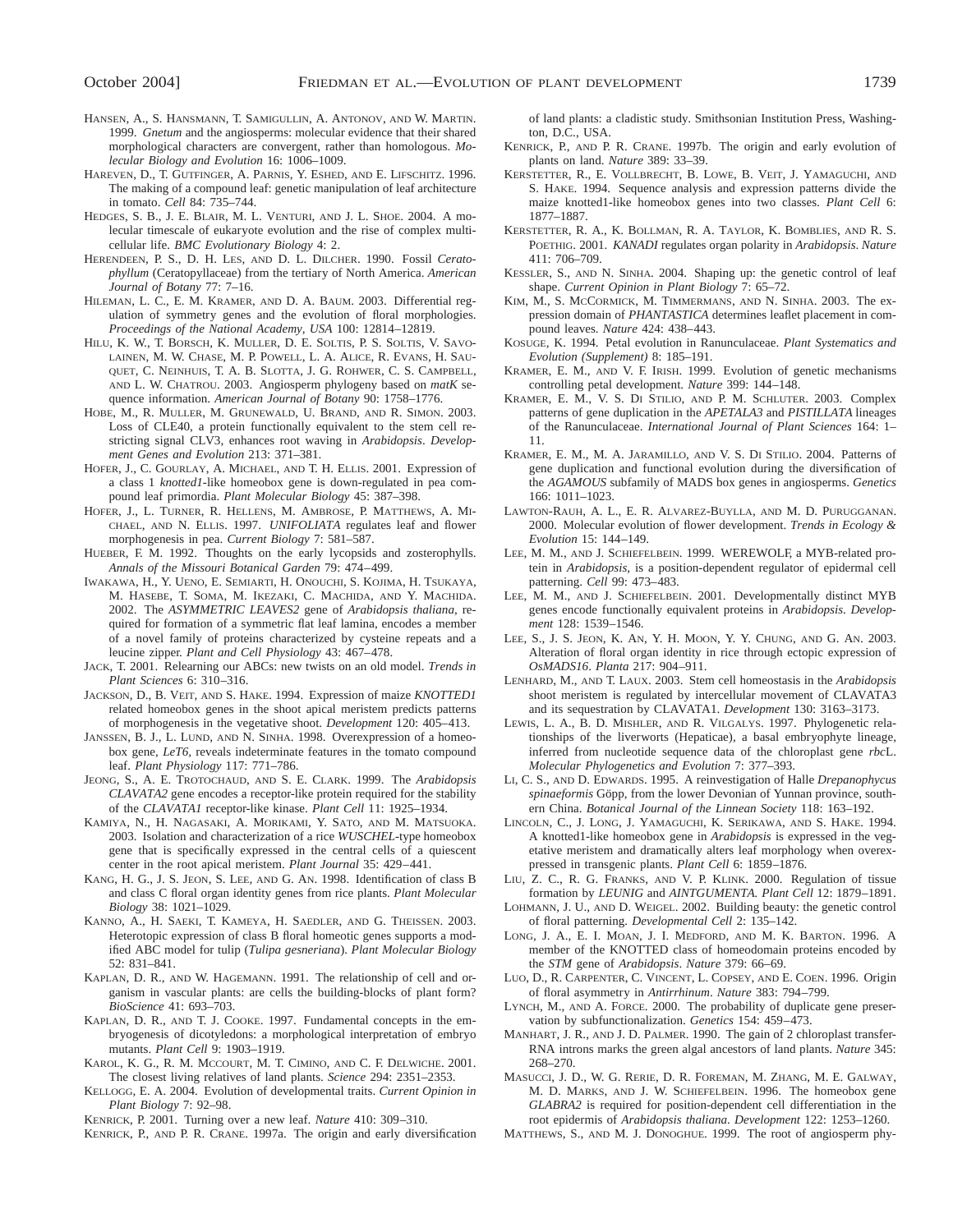Hansen, A., S. Hansmann, T. Samigullin, A. Antonov, and W. Martin. 1999. *Gnetum* and the angiosperms: molecular evidence that their shared morphological characters are convergent, rather than homologous. *Molecular Biology and Evolution* 16: 1006–1009.

Hareven, D., T. Gutfinger, A. Parnis, Y. Eshed, and E. Lifschitz. 1996. The making of a compound leaf: genetic manipulation of leaf architecture in tomato. *Cell* 84: 735–744.

Hedges, S. B., J. E. Blair, M. L. Venturi, and J. L. Shoe. 2004. A molecular timescale of eukaryote evolution and the rise of complex multicellular life. *BMC Evolutionary Biology* 4: 2.

Herendeen, P. S., D. H. Les, and D. L. Dilcher. 1990. Fossil *Ceratophyllum* (Ceratopyllaceae) from the tertiary of North America. *American Journal of Botany* 77: 7–16.

Hileman, L. C., E. M. Kramer, and D. A. Baum. 2003. Differential regulation of symmetry genes and the evolution of floral morphologies. *Proceedings of the National Academy, USA* 100: 12814–12819.

Hilu, K. W., T. Borsch, K. Muller, D. E. Soltis, P. S. Soltis, V. Savolainen, M. W. Chase, M. P. Powell, L. A. Alice, R. Evans, H. Sauquet, C. Neinhuis, T. A. B. Slotta, J. G. Rohwer, C. S. Campbell, and L. W. Chatrou. 2003. Angiosperm phylogeny based on *matK* sequence information. *American Journal of Botany* 90: 1758–1776.

Hobe, M., R. Muller, M. Grunewald, U. Brand, and R. Simon. 2003. Loss of CLE40, a protein functionally equivalent to the stem cell restricting signal CLV3, enhances root waving in *Arabidopsis*. *Development Genes and Evolution* 213: 371–381.

Hofer, J., C. Gourlay, A. Michael, and T. H. Ellis. 2001. Expression of a class 1 *knotted1*-like homeobox gene is down-regulated in pea compound leaf primordia. *Plant Molecular Biology* 45: 387–398.

Hofer, J., L. Turner, R. Hellens, M. Ambrose, P. Matthews, A. Michael, and N. Ellis. 1997. *UNIFOLIATA* regulates leaf and flower morphogenesis in pea. *Current Biology* 7: 581–587.

Hueber, F. M. 1992. Thoughts on the early lycopsids and zosterophylls. *Annals of the Missouri Botanical Garden* 79: 474–499.

Iwakawa, H., Y. Ueno, E. Semiarti, H. Onouchi, S. Kojima, H. Tsukaya, M. Hasebe, T. Soma, M. Ikezaki, C. Machida, and Y. Machida. 2002. The *ASYMMETRIC LEAVES2* gene of *Arabidopsis thaliana*, required for formation of a symmetric flat leaf lamina, encodes a member of a novel family of proteins characterized by cysteine repeats and a leucine zipper. *Plant and Cell Physiology* 43: 467–478.

Jack, T. 2001. Relearning our ABCs: new twists on an old model. *Trends in Plant Sciences* 6: 310–316.

Jackson, D., B. Veit, and S. Hake. 1994. Expression of maize *KNOTTED1* related homeobox genes in the shoot apical meristem predicts patterns of morphogenesis in the vegetative shoot. *Development* 120: 405–413.

Janssen, B. J., L. Lund, and N. Sinha. 1998. Overexpression of a homeobox gene, *LeT6*, reveals indeterminate features in the tomato compound leaf. *Plant Physiology* 117: 771–786.

Jeong, S., A. E. Trotochaud, and S. E. Clark. 1999. The *Arabidopsis CLAVATA2* gene encodes a receptor-like protein required for the stability of the *CLAVATA1* receptor-like kinase. *Plant Cell* 11: 1925–1934.

Kamiya, N., H. Nagasaki, A. Morikami, Y. Sato, and M. Matsuoka. 2003. Isolation and characterization of a rice *WUSCHEL*-type homeobox gene that is specifically expressed in the central cells of a quiescent center in the root apical meristem. *Plant Journal* 35: 429–441.

Kang, H. G., J. S. Jeon, S. Lee, and G. An. 1998. Identification of class B and class C floral organ identity genes from rice plants. *Plant Molecular Biology* 38: 1021–1029.

Kanno, A., H. Saeki, T. Kameya, H. Saedler, and G. Theissen. 2003. Heterotopic expression of class B floral homeotic genes supports a modified ABC model for tulip (*Tulipa gesneriana*). *Plant Molecular Biology* 52: 831–841.

Kaplan, D. R., and W. Hagemann. 1991. The relationship of cell and organism in vascular plants: are cells the building-blocks of plant form? *BioScience* 41: 693–703.

Kaplan, D. R., and T. J. Cooke. 1997. Fundamental concepts in the embryogenesis of dicotyledons: a morphological interpretation of embryo mutants. *Plant Cell* 9: 1903–1919.

Karol, K. G., R. M. Mccourt, M. T. Cimino, and C. F. Delwiche. 2001. The closest living relatives of land plants. *Science* 294: 2351–2353.

Kellogg, E. A. 2004. Evolution of developmental traits. *Current Opinion in Plant Biology* 7: 92–98.

Kenrick, P. 2001. Turning over a new leaf. *Nature* 410: 309–310.

Kenrick, P., and P. R. Crane. 1997a. The origin and early diversification of land plants: a cladistic study. Smithsonian Institution Press, Washington, D.C., USA.

Kenrick, P., and P. R. Crane. 1997b. The origin and early evolution of plants on land. *Nature* 389: 33–39.

Kerstetter, R., E. Vollbrecht, B. Lowe, B. Veit, J. Yamaguchi, and S. Hake. 1994. Sequence analysis and expression patterns divide the maize knotted1-like homeobox genes into two classes. *Plant Cell* 6: 1877–1887.

Kerstetter, R. A., K. Bollman, R. A. Taylor, K. Bomblies, and R. S. Poethig. 2001. *KANADI* regulates organ polarity in *Arabidopsis*. *Nature* 411: 706–709.

Kessler, S., and N. Sinha. 2004. Shaping up: the genetic control of leaf shape. *Current Opinion in Plant Biology* 7: 65–72.

Kim, M., S. McCormick, M. Timmermans, and N. Sinha. 2003. The expression domain of *PHANTASTICA* determines leaflet placement in compound leaves. *Nature* 424: 438–443.

Kosuge, K. 1994. Petal evolution in Ranunculaceae. *Plant Systematics and Evolution (Supplement)* 8: 185–191.

Kramer, E. M., and V. F. Irish. 1999. Evolution of genetic mechanisms controlling petal development. *Nature* 399: 144–148.

Kramer, E. M., V. S. Di Stilio, and P. M. Schluter. 2003. Complex patterns of gene duplication in the *APETALA3* and *PISTILLATA* lineages of the Ranunculaceae. *International Journal of Plant Sciences* 164: 1–11.

Kramer, E. M., M. A. Jaramillo, and V. S. Di Stilio. 2004. Patterns of gene duplication and functional evolution during the diversification of the *AGAMOUS* subfamily of MADS box genes in angiosperms. *Genetics* 166: 1011–1023.

Lawton-Rauh, A. L., E. R. Alvarez-Buylla, and M. D. Purugganan. 2000. Molecular evolution of flower development. *Trends in Ecology & Evolution* 15: 144–149.

Lee, M. M., and J. Schiefelbein. 1999. WEREWOLF, a MYB-related protein in *Arabidopsis*, is a position-dependent regulator of epidermal cell patterning. *Cell* 99: 473–483.

Lee, M. M., and J. Schiefelbein. 2001. Developmentally distinct MYB genes encode functionally equivalent proteins in *Arabidopsis*. *Development* 128: 1539–1546.

Lee, S., J. S. Jeon, K. An, Y. H. Moon, Y. Y. Chung, and G. An. 2003. Alteration of floral organ identity in rice through ectopic expression of *OsMADS16*. *Planta* 217: 904–911.

Lenhard, M., and T. Laux. 2003. Stem cell homeostasis in the *Arabidopsis* shoot meristem is regulated by intercellular movement of CLAVATA3 and its sequestration by CLAVATA1. *Development* 130: 3163–3173.

Lewis, L. A., B. D. Mishler, and R. Vilgalys. 1997. Phylogenetic relationships of the liverworts (Hepaticae), a basal embryophyte lineage, inferred from nucleotide sequence data of the chloroplast gene *rbc*L. *Molecular Phylogenetics and Evolution* 7: 377–393.

Li, C. S., and D. Edwards. 1995. A reinvestigation of Halle *Drepanophycus spinaeformis* Göpp, from the lower Devonian of Yunnan province, southern China. *Botanical Journal of the Linnean Society* 118: 163–192.

Lincoln, C., J. Long, J. Yamaguchi, K. Serikawa, and S. Hake. 1994. A knotted1-like homeobox gene in *Arabidopsis* is expressed in the vegetative meristem and dramatically alters leaf morphology when overexpressed in transgenic plants. *Plant Cell* 6: 1859–1876.

Liu, Z. C., R. G. Franks, and V. P. Klink. 2000. Regulation of tissue formation by *LEUNIG* and *AINTGUMENTA*. *Plant Cell* 12: 1879–1891.

Lohmann, J. U., and D. Weigel. 2002. Building beauty: the genetic control of floral patterning. *Developmental Cell* 2: 135–142.

Long, J. A., E. I. Moan, J. I. Medford, and M. K. Barton. 1996. A member of the KNOTTED class of homeodomain proteins encoded by the *STM* gene of *Arabidopsis*. *Nature* 379: 66–69.

Luo, D., R. Carpenter, C. Vincent, L. Copsey, and E. Coen. 1996. Origin of floral asymmetry in *Antirrhinum*. *Nature* 383: 794–799.

Lynch, M., and A. Force. 2000. The probability of duplicate gene preservation by subfunctionalization. *Genetics* 154: 459–473.

Manhart, J. R., and J. D. Palmer. 1990. The gain of 2 chloroplast transfer-RNA introns marks the green algal ancestors of land plants. *Nature* 345: 268–270.

Masucci, J. D., W. G. Rerie, D. R. Foreman, M. Zhang, M. E. Galway, M. D. Marks, and J. W. Schiefelbein. 1996. The homeobox gene *GLABRA2* is required for position-dependent cell differentiation in the root epidermis of *Arabidopsis thaliana*. *Development* 122: 1253–1260.

Matthews, S., and M. J. Donoghue. 1999. The root of angiosperm phy-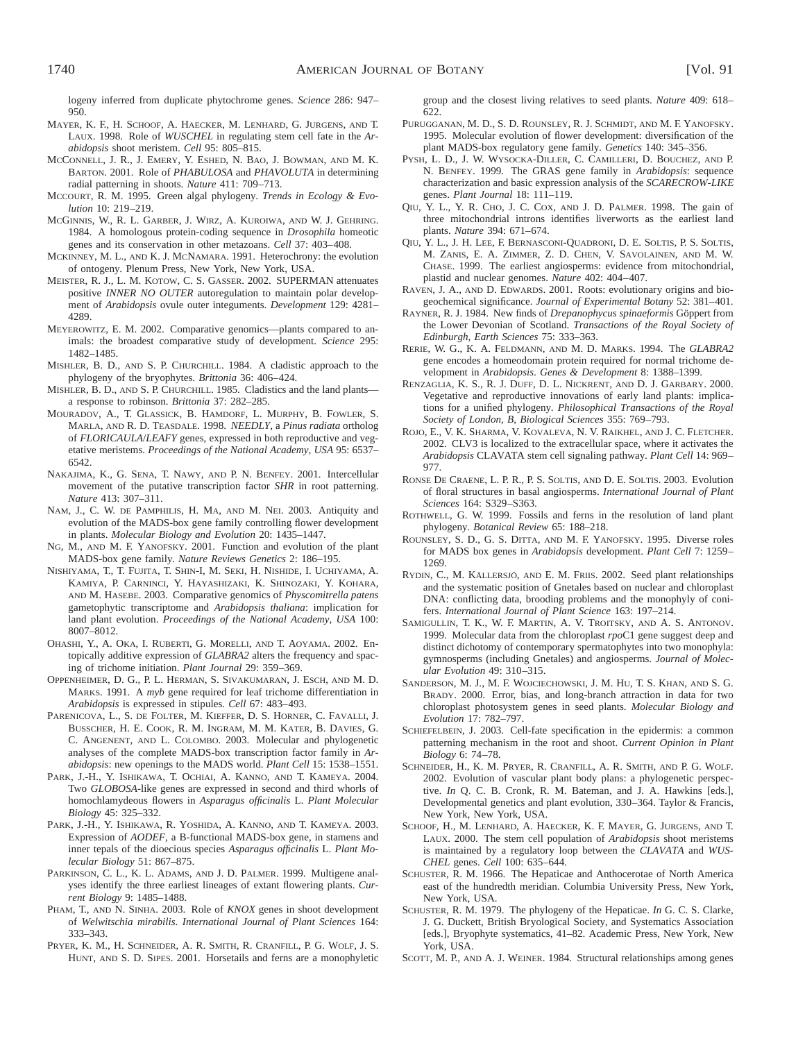logeny inferred from duplicate phytochrome genes. *Science* 286: 947–950.

Mayer, K. F., H. Schoof, A. Haecker, M. Lenhard, G. Jurgens, and T. Laux. 1998. Role of *WUSCHEL* in regulating stem cell fate in the *Arabidopsis* shoot meristem. *Cell* 95: 805–815.

McConnell, J. R., J. Emery, Y. Eshed, N. Bao, J. Bowman, and M. K. Barton. 2001. Role of *PHABULOSA* and *PHAVOLUTA* in determining radial patterning in shoots. *Nature* 411: 709–713.

Mccourt, R. M. 1995. Green algal phylogeny. *Trends in Ecology & Evolution* 10: 219–219.

McGinnis, W., R. L. Garber, J. Wirz, A. Kuroiwa, and W. J. Gehring. 1984. A homologous protein-coding sequence in *Drosophila* homeotic genes and its conservation in other metazoans. *Cell* 37: 403–408.

Mckinney, M. L., and K. J. McNamara. 1991. Heterochrony: the evolution of ontogeny. Plenum Press, New York, New York, USA.

Meister, R. J., L. M. Kotow, C. S. Gasser. 2002. SUPERMAN attenuates positive *INNER NO OUTER* autoregulation to maintain polar development of *Arabidopsis* ovule outer integuments. *Development* 129: 4281–4289.

Meyerowitz, E. M. 2002. Comparative genomics—plants compared to animals: the broadest comparative study of development. *Science* 295: 1482–1485.

Mishler, B. D., and S. P. Churchill. 1984. A cladistic approach to the phylogeny of the bryophytes. *Brittonia* 36: 406–424.

Mishler, B. D., and S. P. Churchill. 1985. Cladistics and the land plants—a response to robinson. *Brittonia* 37: 282–285.

Mouradov, A., T. Glassick, B. Hamdorf, L. Murphy, B. Fowler, S. Marla, and R. D. Teasdale. 1998. *NEEDLY*, a *Pinus radiata* ortholog of *FLORICAULA*/*LEAFY* genes, expressed in both reproductive and vegetative meristems. *Proceedings of the National Academy, USA* 95: 6537–6542.

Nakajima, K., G. Sena, T. Nawy, and P. N. Benfey. 2001. Intercellular movement of the putative transcription factor *SHR* in root patterning. *Nature* 413: 307–311.

Nam, J., C. W. de Pamphilis, H. Ma, and M. Nei. 2003. Antiquity and evolution of the MADS-box gene family controlling flower development in plants. *Molecular Biology and Evolution* 20: 1435–1447.

Ng, M., and M. F. Yanofsky. 2001. Function and evolution of the plant MADS-box gene family. *Nature Reviews Genetics* 2: 186–195.

Nishiyama, T., T. Fujita, T. Shin-I, M. Seki, H. Nishide, I. Uchiyama, A. Kamiya, P. Carninci, Y. Hayashizaki, K. Shinozaki, Y. Kohara, and M. Hasebe. 2003. Comparative genomics of *Physcomitrella patens* gametophytic transcriptome and *Arabidopsis thaliana*: implication for land plant evolution. *Proceedings of the National Academy, USA* 100: 8007–8012.

Ohashi, Y., A. Oka, I. Ruberti, G. Morelli, and T. Aoyama. 2002. Entopically additive expression of *GLABRA2* alters the frequency and spacing of trichome initiation. *Plant Journal* 29: 359–369.

Oppenheimer, D. G., P. L. Herman, S. Sivakumaran, J. Esch, and M. D. Marks. 1991. A *myb* gene required for leaf trichome differentiation in *Arabidopsis* is expressed in stipules. *Cell* 67: 483–493.

Parenicova, L., S. de Folter, M. Kieffer, D. S. Horner, C. Favalli, J. Busscher, H. E. Cook, R. M. Ingram, M. M. Kater, B. Davies, G. C. Angenent, and L. Colombo. 2003. Molecular and phylogenetic analyses of the complete MADS-box transcription factor family in *Arabidopsis*: new openings to the MADS world. *Plant Cell* 15: 1538–1551.

Park, J.-H., Y. Ishikawa, T. Ochiai, A. Kanno, and T. Kameya. 2004. Two *GLOBOSA*-like genes are expressed in second and third whorls of homochlamydeous flowers in *Asparagus officinalis* L. *Plant Molecular Biology* 45: 325–332.

Park, J.-H., Y. Ishikawa, R. Yoshida, A. Kanno, and T. Kameya. 2003. Expression of *AODEF*, a B-functional MADS-box gene, in stamens and inner tepals of the dioecious species *Asparagus officinalis* L. *Plant Molecular Biology* 51: 867–875.

Parkinson, C. L., K. L. Adams, and J. D. Palmer. 1999. Multigene analyses identify the three earliest lineages of extant flowering plants. *Current Biology* 9: 1485–1488.

Pham, T., and N. Sinha. 2003. Role of *KNOX* genes in shoot development of *Welwitschia mirabilis*. *International Journal of Plant Sciences* 164: 333–343.

Pryer, K. M., H. Schneider, A. R. Smith, R. Cranfill, P. G. Wolf, J. S. Hunt, and S. D. Sipes. 2001. Horsetails and ferns are a monophyletic group and the closest living relatives to seed plants. *Nature* 409: 618–622.

Purugganan, M. D., S. D. Rounsley, R. J. Schmidt, and M. F. Yanofsky. 1995. Molecular evolution of flower development: diversification of the plant MADS-box regulatory gene family. *Genetics* 140: 345–356.

Pysh, L. D., J. W. Wysocka-Diller, C. Camilleri, D. Bouchez, and P. N. Benfey. 1999. The GRAS gene family in *Arabidopsis*: sequence characterization and basic expression analysis of the *SCARECROW-LIKE* genes. *Plant Journal* 18: 111–119.

Qiu, Y. L., Y. R. Cho, J. C. Cox, and J. D. Palmer. 1998. The gain of three mitochondrial introns identifies liverworts as the earliest land plants. *Nature* 394: 671–674.

Qiu, Y. L., J. H. Lee, F. Bernasconi-Quadroni, D. E. Soltis, P. S. Soltis, M. Zanis, E. A. Zimmer, Z. D. Chen, V. Savolainen, and M. W. Chase. 1999. The earliest angiosperms: evidence from mitochondrial, plastid and nuclear genomes. *Nature* 402: 404–407.

Raven, J. A., and D. Edwards. 2001. Roots: evolutionary origins and biogeochemical significance. *Journal of Experimental Botany* 52: 381–401.

Rayner, R. J. 1984. New finds of *Drepanophycus spinaeformis* Göppert from the Lower Devonian of Scotland. *Transactions of the Royal Society of Edinburgh, Earth Sciences* 75: 333–363.

Rerie, W. G., K. A. Feldmann, and M. D. Marks. 1994. The *GLABRA2* gene encodes a homeodomain protein required for normal trichome development in *Arabidopsis*. *Genes & Development* 8: 1388–1399.

Renzaglia, K. S., R. J. Duff, D. L. Nickrent, and D. J. Garbary. 2000. Vegetative and reproductive innovations of early land plants: implications for a unified phylogeny. *Philosophical Transactions of the Royal Society of London, B, Biological Sciences* 355: 769–793.

Rojo, E., V. K. Sharma, V. Kovaleva, N. V. Raikhel, and J. C. Fletcher. 2002. CLV3 is localized to the extracellular space, where it activates the *Arabidopsis* CLAVATA stem cell signaling pathway. *Plant Cell* 14: 969–977.

Ronse De Craene, L. P. R., P. S. Soltis, and D. E. Soltis. 2003. Evolution of floral structures in basal angiosperms. *International Journal of Plant Sciences* 164: S329–S363.

Rothwell, G. W. 1999. Fossils and ferns in the resolution of land plant phylogeny. *Botanical Review* 65: 188–218.

Rounsley, S. D., G. S. Ditta, and M. F. Yanofsky. 1995. Diverse roles for MADS box genes in *Arabidopsis* development. *Plant Cell* 7: 1259–1269.

Rydin, C., M. Källersjö, and E. M. Friis. 2002. Seed plant relationships and the systematic position of Gnetales based on nuclear and chloroplast DNA: conflicting data, brooding problems and the monophyly of conifers. *International Journal of Plant Science* 163: 197–214.

Samigullin, T. K., W. F. Martin, A. V. Troitsky, and A. S. Antonov. 1999. Molecular data from the chloroplast *rpo*C1 gene suggest deep and distinct dichotomy of contemporary spermatophytes into two monophyla: gymnosperms (including Gnetales) and angiosperms. *Journal of Molecular Evolution* 49: 310–315.

Sanderson, M. J., M. F. Wojciechowski, J. M. Hu, T. S. Khan, and S. G. Brady. 2000. Error, bias, and long-branch attraction in data for two chloroplast photosystem genes in seed plants. *Molecular Biology and Evolution* 17: 782–797.

Schiefelbein, J. 2003. Cell-fate specification in the epidermis: a common patterning mechanism in the root and shoot. *Current Opinion in Plant Biology* 6: 74–78.

Schneider, H., K. M. Pryer, R. Cranfill, A. R. Smith, and P. G. Wolf. 2002. Evolution of vascular plant body plans: a phylogenetic perspective. *In* Q. C. B. Cronk, R. M. Bateman, and J. A. Hawkins [eds.], Developmental genetics and plant evolution, 330–364. Taylor & Francis, New York, New York, USA.

Schoof, H., M. Lenhard, A. Haecker, K. F. Mayer, G. Jurgens, and T. Laux. 2000. The stem cell population of *Arabidopsis* shoot meristems is maintained by a regulatory loop between the *CLAVATA* and *WUSCHEL* genes. *Cell* 100: 635–644.

Schuster, R. M. 1966. The Hepaticae and Anthocerotae of North America east of the hundredth meridian. Columbia University Press, New York, New York, USA.

Schuster, R. M. 1979. The phylogeny of the Hepaticae. *In* G. C. S. Clarke, J. G. Duckett, British Bryological Society, and Systematics Association [eds.], Bryophyte systematics, 41–82. Academic Press, New York, New York, USA.

Scott, M. P., and A. J. Weiner. 1984. Structural relationships among genes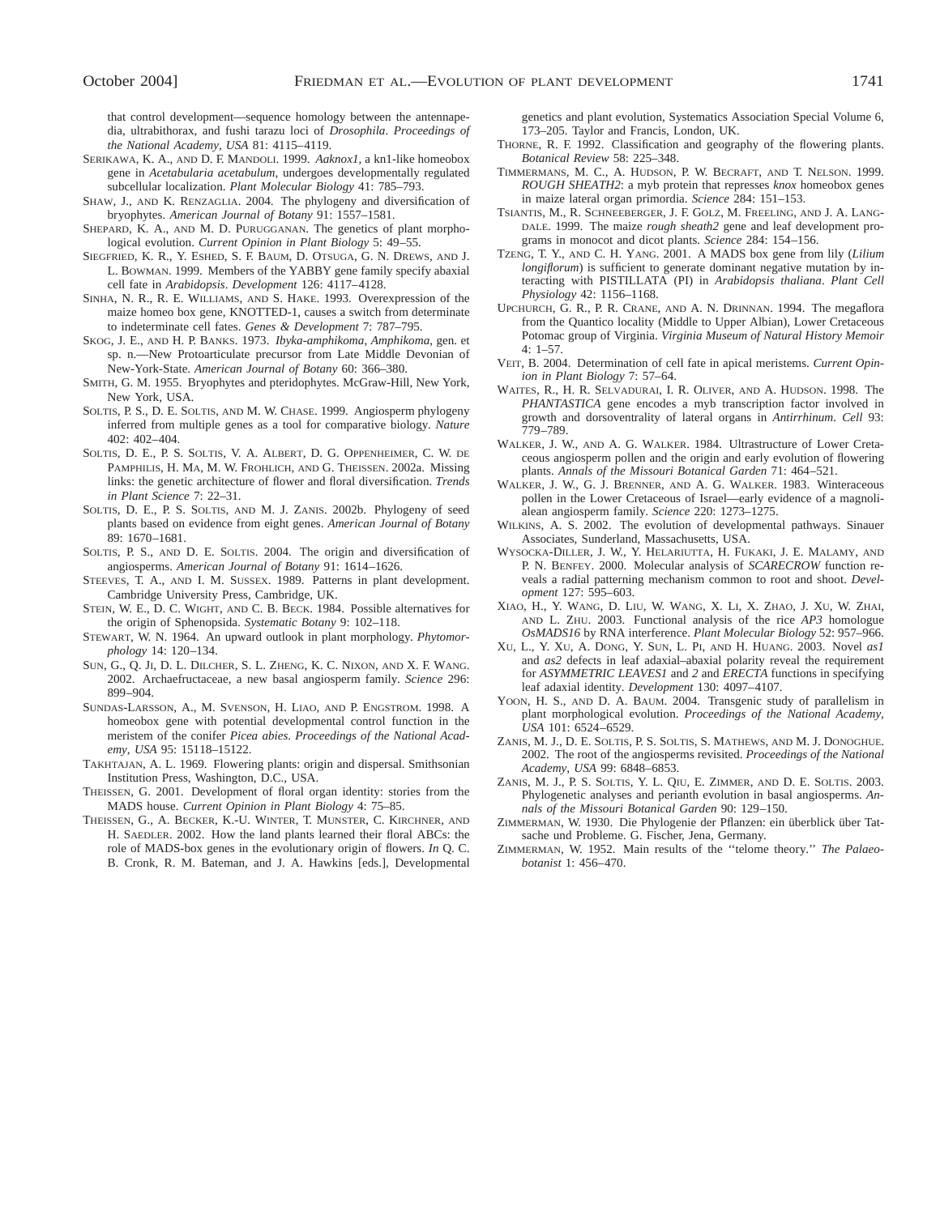that control development—sequence homology between the antennapedia, ultrabithorax, and fushi tarazu loci of *Drosophila*. *Proceedings of the National Academy, USA* 81: 4115–4119.

SERIKAWA, K. A., AND D. F. MANDOLI. 1999. *Aaknox1*, a kn1-like homeobox gene in *Acetabularia acetabulum*, undergoes developmentally regulated subcellular localization. *Plant Molecular Biology* 41: 785–793.

SHAW, J., AND K. RENZAGLIA. 2004. The phylogeny and diversification of bryophytes. *American Journal of Botany* 91: 1557–1581.

SHEPARD, K. A., AND M. D. PURUGGANAN. The genetics of plant morphological evolution. *Current Opinion in Plant Biology* 5: 49–55.

SIEGFRIED, K. R., Y. ESHED, S. F. BAUM, D. OTSUGA, G. N. DREWS, AND J. L. BOWMAN. 1999. Members of the YABBY gene family specify abaxial cell fate in *Arabidopsis*. *Development* 126: 4117–4128.

SINHA, N. R., R. E. WILLIAMS, AND S. HAKE. 1993. Overexpression of the maize homeo box gene, KNOTTED-1, causes a switch from determinate to indeterminate cell fates. *Genes & Development* 7: 787–795.

SKOG, J. E., AND H. P. BANKS. 1973. *Ibyka-amphikoma*, *Amphikoma*, gen. et sp. n.—New Protoarticulate precursor from Late Middle Devonian of New-York-State. *American Journal of Botany* 60: 366–380.

SMITH, G. M. 1955. Bryophytes and pteridophytes. McGraw-Hill, New York, New York, USA.

SOLTIS, P. S., D. E. SOLTIS, AND M. W. CHASE. 1999. Angiosperm phylogeny inferred from multiple genes as a tool for comparative biology. *Nature* 402: 402–404.

SOLTIS, D. E., P. S. SOLTIS, V. A. ALBERT, D. G. OPPENHEIMER, C. W. DE PAMPHILIS, H. MA, M. W. FROHLICH, AND G. THEISSEN. 2002a. Missing links: the genetic architecture of flower and floral diversification. *Trends in Plant Science* 7: 22–31.

SOLTIS, D. E., P. S. SOLTIS, AND M. J. ZANIS. 2002b. Phylogeny of seed plants based on evidence from eight genes. *American Journal of Botany* 89: 1670–1681.

SOLTIS, P. S., AND D. E. SOLTIS. 2004. The origin and diversification of angiosperms. *American Journal of Botany* 91: 1614–1626.

STEEVES, T. A., AND I. M. SUSSEX. 1989. Patterns in plant development. Cambridge University Press, Cambridge, UK.

STEIN, W. E., D. C. WIGHT, AND C. B. BECK. 1984. Possible alternatives for the origin of Sphenopsida. *Systematic Botany* 9: 102–118.

STEWART, W. N. 1964. An upward outlook in plant morphology. *Phytomorphology* 14: 120–134.

SUN, G., Q. JI, D. L. DILCHER, S. L. ZHENG, K. C. NIXON, AND X. F. WANG. 2002. Archaefructaceae, a new basal angiosperm family. *Science* 296: 899–904.

SUNDAS-LARSSON, A., M. SVENSON, H. LIAO, AND P. ENGSTROM. 1998. A homeobox gene with potential developmental control function in the meristem of the conifer *Picea abies*. *Proceedings of the National Academy, USA* 95: 15118–15122.

TAKHTAJAN, A. L. 1969. Flowering plants: origin and dispersal. Smithsonian Institution Press, Washington, D.C., USA.

THEISSEN, G. 2001. Development of floral organ identity: stories from the MADS house. *Current Opinion in Plant Biology* 4: 75–85.

THEISSEN, G., A. BECKER, K.-U. WINTER, T. MUNSTER, C. KIRCHNER, AND H. SAEDLER. 2002. How the land plants learned their floral ABCs: the role of MADS-box genes in the evolutionary origin of flowers. *In* Q. C. B. Cronk, R. M. Bateman, and J. A. Hawkins [eds.], Developmental genetics and plant evolution, Systematics Association Special Volume 6, 173–205. Taylor and Francis, London, UK.

THORNE, R. F. 1992. Classification and geography of the flowering plants. *Botanical Review* 58: 225–348.

TIMMERMANS, M. C., A. HUDSON, P. W. BECRAFT, AND T. NELSON. 1999. *ROUGH SHEATH2*: a myb protein that represses *knox* homeobox genes in maize lateral organ primordia. *Science* 284: 151–153.

TSIANTIS, M., R. SCHNEEBERGER, J. F. GOLZ, M. FREELING, AND J. A. LANGDALE. 1999. The maize *rough sheath2* gene and leaf development programs in monocot and dicot plants. *Science* 284: 154–156.

TZENG, T. Y., AND C. H. YANG. 2001. A MADS box gene from lily (*Lilium longiflorum*) is sufficient to generate dominant negative mutation by interacting with PISTILLATA (PI) in *Arabidopsis thaliana*. *Plant Cell Physiology* 42: 1156–1168.

UPCHURCH, G. R., P. R. CRANE, AND A. N. DRINNAN. 1994. The megaflora from the Quantico locality (Middle to Upper Albian), Lower Cretaceous Potomac group of Virginia. *Virginia Museum of Natural History Memoir* 4: 1–57.

VEIT, B. 2004. Determination of cell fate in apical meristems. *Current Opinion in Plant Biology* 7: 57–64.

WAITES, R., H. R. SELVADURAI, I. R. OLIVER, AND A. HUDSON. 1998. The *PHANTASTICA* gene encodes a myb transcription factor involved in growth and dorsoventrality of lateral organs in *Antirrhinum*. *Cell* 93: 779–789.

WALKER, J. W., AND A. G. WALKER. 1984. Ultrastructure of Lower Cretaceous angiosperm pollen and the origin and early evolution of flowering plants. *Annals of the Missouri Botanical Garden* 71: 464–521.

WALKER, J. W., G. J. BRENNER, AND A. G. WALKER. 1983. Winteraceous pollen in the Lower Cretaceous of Israel—early evidence of a magnolialean angiosperm family. *Science* 220: 1273–1275.

WILKINS, A. S. 2002. The evolution of developmental pathways. Sinauer Associates, Sunderland, Massachusetts, USA.

WYSOCKA-DILLER, J. W., Y. HELARIUTTA, H. FUKAKI, J. E. MALAMY, AND P. N. BENFEY. 2000. Molecular analysis of *SCARECROW* function reveals a radial patterning mechanism common to root and shoot. *Development* 127: 595–603.

XIAO, H., Y. WANG, D. LIU, W. WANG, X. LI, X. ZHAO, J. XU, W. ZHAI, AND L. ZHU. 2003. Functional analysis of the rice *AP3* homologue *OsMADS16* by RNA interference. *Plant Molecular Biology* 52: 957–966.

XU, L., Y. XU, A. DONG, Y. SUN, L. PI, AND H. HUANG. 2003. Novel *as1* and *as2* defects in leaf adaxial–abaxial polarity reveal the requirement for *ASYMMETRIC LEAVES1* and *2* and *ERECTA* functions in specifying leaf adaxial identity. *Development* 130: 4097–4107.

YOON, H. S., AND D. A. BAUM. 2004. Transgenic study of parallelism in plant morphological evolution. *Proceedings of the National Academy, USA* 101: 6524–6529.

ZANIS, M. J., D. E. SOLTIS, P. S. SOLTIS, S. MATHEWS, AND M. J. DONOGHUE. 2002. The root of the angiosperms revisited. *Proceedings of the National Academy, USA* 99: 6848–6853.

ZANIS, M. J., P. S. SOLTIS, Y. L. QIU, E. ZIMMER, AND D. E. SOLTIS. 2003. Phylogenetic analyses and perianth evolution in basal angiosperms. *Annals of the Missouri Botanical Garden* 90: 129–150.

ZIMMERMAN, W. 1930. Die Phylogenie der Pflanzen: ein überblick über Tatsache und Probleme. G. Fischer, Jena, Germany.

ZIMMERMAN, W. 1952. Main results of the ''telome theory.'' *The Palaeobotanist* 1: 456–470.